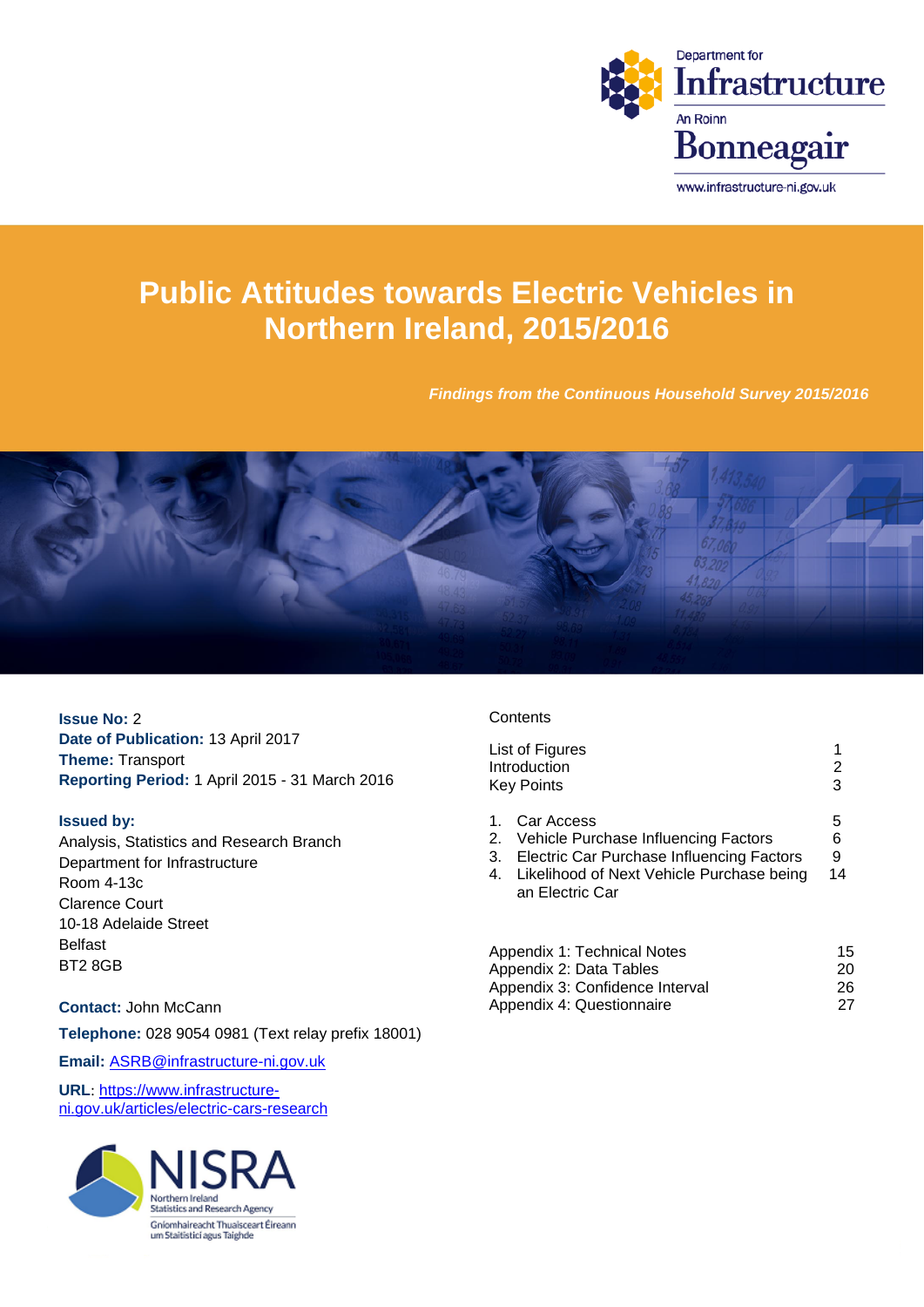Department for Infrastructure

An Roinn Bonneagair

www.infrastructure-ni.gov.uk

# Public Attitudes towards Electric Vehicles in Northern Ireland, 2015/2016

***Findings from the Continuous Household Survey 2015/2016***

**Issue No:** 2
**Date of Publication:** 13 April 2017
**Theme:** Transport
**Reporting Period:** 1 April 2015 - 31 March 2016

**Issued by:**
Analysis, Statistics and Research Branch
Department for Infrastructure
Room 4-13c
Clarence Court
10-18 Adelaide Street
Belfast
BT2 8GB

**Contact:** John McCann

**Telephone:** 028 9054 0981 (Text relay prefix 18001)

**Email:** ASRB@infrastructure-ni.gov.uk

**URL**: https://www.infrastructure-ni.gov.uk/articles/electric-cars-research

NISRA Northern Ireland Statistics and Research Agency
Gníomhaireacht Thuaisceart Éireann um Staitisticí agus Taighde

Contents

| | |
|---|---|
| List of Figures | 1 |
| Introduction | 2 |
| Key Points | 3 |
| 1. Car Access | 5 |
| 2. Vehicle Purchase Influencing Factors | 6 |
| 3. Electric Car Purchase Influencing Factors | 9 |
| 4. Likelihood of Next Vehicle Purchase being an Electric Car | 14 |
| Appendix 1: Technical Notes | 15 |
| Appendix 2: Data Tables | 20 |
| Appendix 3: Confidence Interval | 26 |
| Appendix 4: Questionnaire | 27 |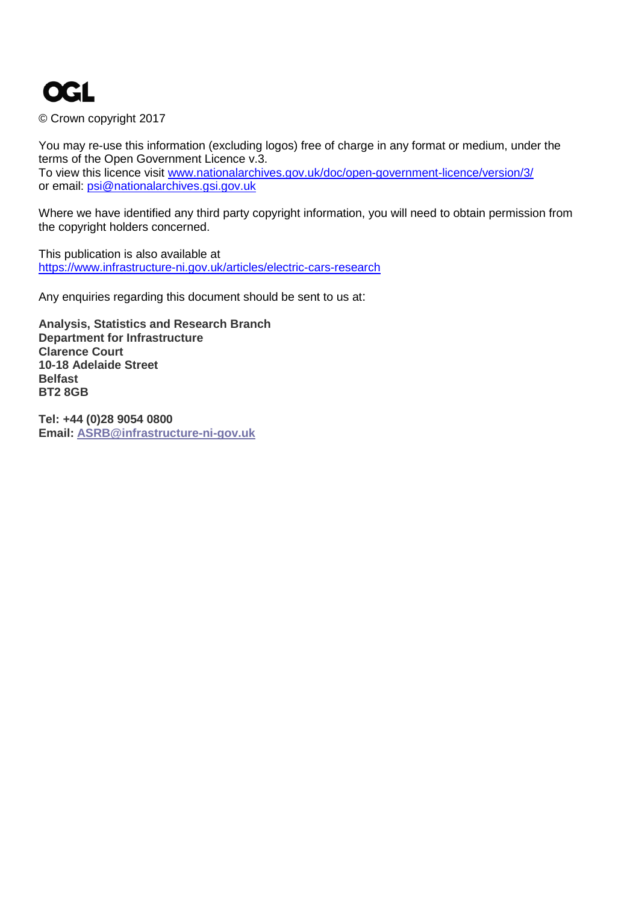**OGL**

© Crown copyright 2017

You may re-use this information (excluding logos) free of charge in any format or medium, under the terms of the Open Government Licence v.3.
To view this licence visit www.nationalarchives.gov.uk/doc/open-government-licence/version/3/
or email: psi@nationalarchives.gsi.gov.uk

Where we have identified any third party copyright information, you will need to obtain permission from the copyright holders concerned.

This publication is also available at
https://www.infrastructure-ni.gov.uk/articles/electric-cars-research

Any enquiries regarding this document should be sent to us at:

**Analysis, Statistics and Research Branch**
**Department for Infrastructure**
**Clarence Court**
**10-18 Adelaide Street**
**Belfast**
**BT2 8GB**

**Tel: +44 (0)28 9054 0800**
**Email: ASRB@infrastructure-ni-gov.uk**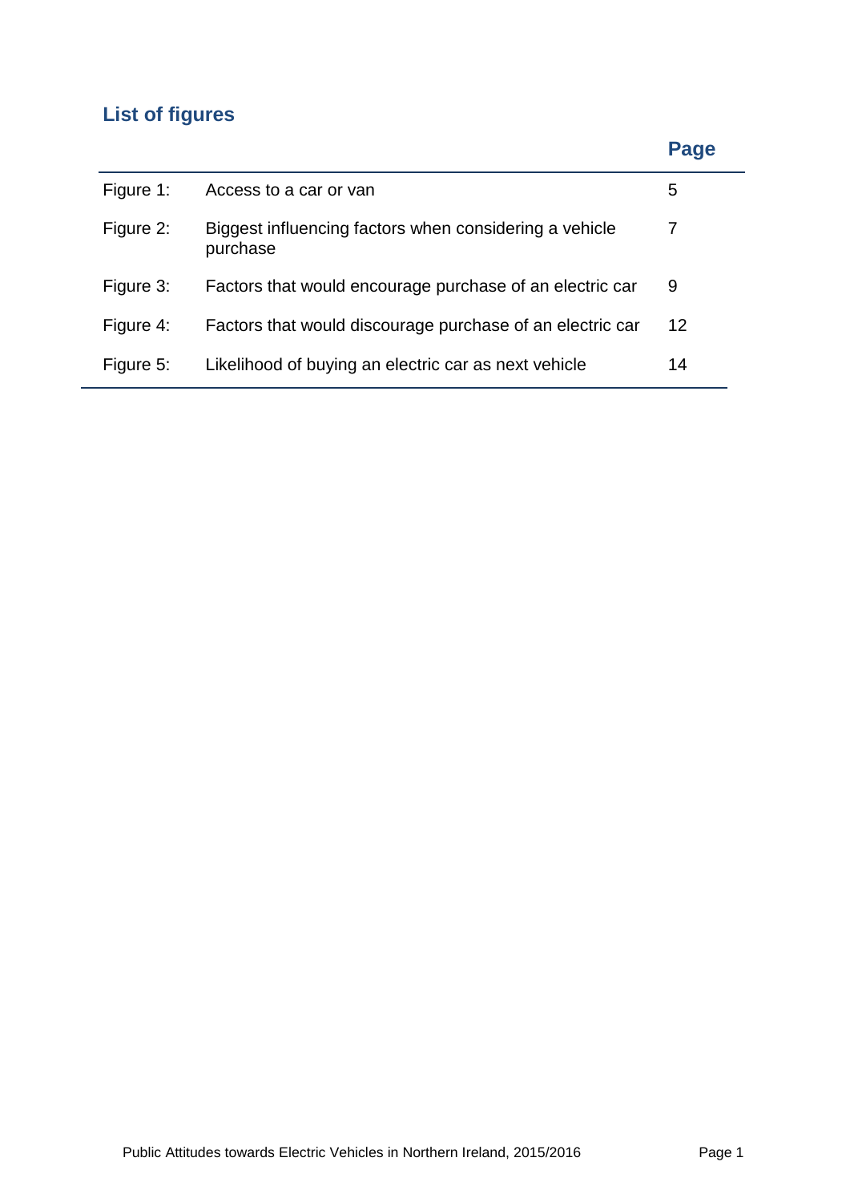## List of figures

| | | Page |
|---|---|---|
| Figure 1: | Access to a car or van | 5 |
| Figure 2: | Biggest influencing factors when considering a vehicle purchase | 7 |
| Figure 3: | Factors that would encourage purchase of an electric car | 9 |
| Figure 4: | Factors that would discourage purchase of an electric car | 12 |
| Figure 5: | Likelihood of buying an electric car as next vehicle | 14 |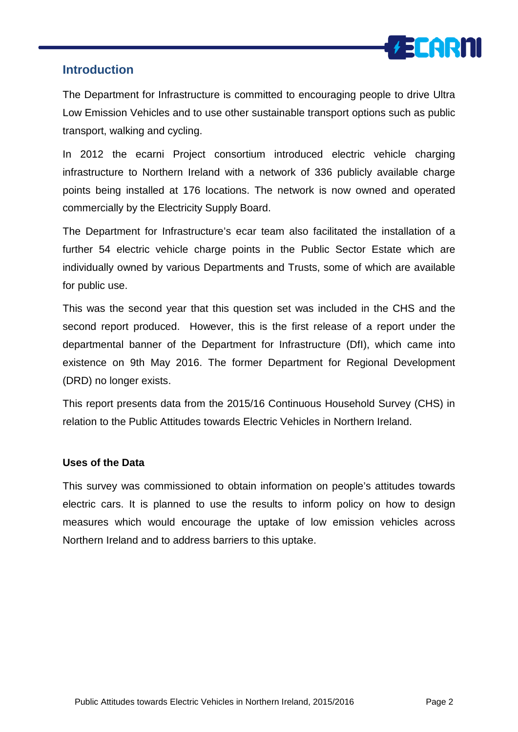## Introduction

The Department for Infrastructure is committed to encouraging people to drive Ultra Low Emission Vehicles and to use other sustainable transport options such as public transport, walking and cycling.

In 2012 the ecarni Project consortium introduced electric vehicle charging infrastructure to Northern Ireland with a network of 336 publicly available charge points being installed at 176 locations. The network is now owned and operated commercially by the Electricity Supply Board.

The Department for Infrastructure's ecar team also facilitated the installation of a further 54 electric vehicle charge points in the Public Sector Estate which are individually owned by various Departments and Trusts, some of which are available for public use.

This was the second year that this question set was included in the CHS and the second report produced. However, this is the first release of a report under the departmental banner of the Department for Infrastructure (DfI), which came into existence on 9th May 2016. The former Department for Regional Development (DRD) no longer exists.

This report presents data from the 2015/16 Continuous Household Survey (CHS) in relation to the Public Attitudes towards Electric Vehicles in Northern Ireland.

**Uses of the Data**

This survey was commissioned to obtain information on people's attitudes towards electric cars. It is planned to use the results to inform policy on how to design measures which would encourage the uptake of low emission vehicles across Northern Ireland and to address barriers to this uptake.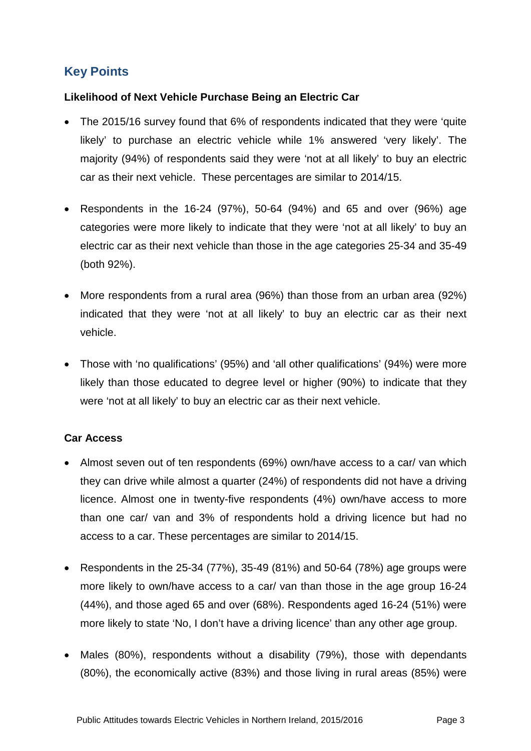## Key Points

**Likelihood of Next Vehicle Purchase Being an Electric Car**

- The 2015/16 survey found that 6% of respondents indicated that they were 'quite likely' to purchase an electric vehicle while 1% answered 'very likely'. The majority (94%) of respondents said they were 'not at all likely' to buy an electric car as their next vehicle. These percentages are similar to 2014/15.
- Respondents in the 16-24 (97%), 50-64 (94%) and 65 and over (96%) age categories were more likely to indicate that they were 'not at all likely' to buy an electric car as their next vehicle than those in the age categories 25-34 and 35-49 (both 92%).
- More respondents from a rural area (96%) than those from an urban area (92%) indicated that they were 'not at all likely' to buy an electric car as their next vehicle.
- Those with 'no qualifications' (95%) and 'all other qualifications' (94%) were more likely than those educated to degree level or higher (90%) to indicate that they were 'not at all likely' to buy an electric car as their next vehicle.

**Car Access**

- Almost seven out of ten respondents (69%) own/have access to a car/ van which they can drive while almost a quarter (24%) of respondents did not have a driving licence. Almost one in twenty-five respondents (4%) own/have access to more than one car/ van and 3% of respondents hold a driving licence but had no access to a car. These percentages are similar to 2014/15.
- Respondents in the 25-34 (77%), 35-49 (81%) and 50-64 (78%) age groups were more likely to own/have access to a car/ van than those in the age group 16-24 (44%), and those aged 65 and over (68%). Respondents aged 16-24 (51%) were more likely to state 'No, I don't have a driving licence' than any other age group.
- Males (80%), respondents without a disability (79%), those with dependants (80%), the economically active (83%) and those living in rural areas (85%) were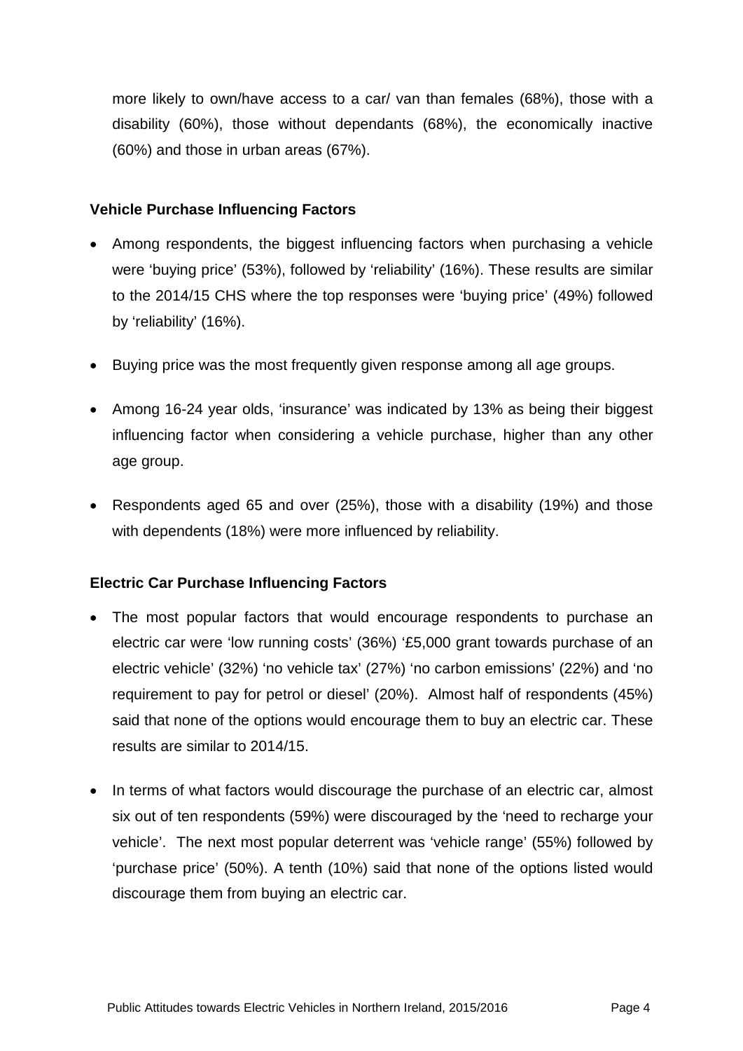more likely to own/have access to a car/ van than females (68%), those with a disability (60%), those without dependants (68%), the economically inactive (60%) and those in urban areas (67%).

**Vehicle Purchase Influencing Factors**

- Among respondents, the biggest influencing factors when purchasing a vehicle were 'buying price' (53%), followed by 'reliability' (16%). These results are similar to the 2014/15 CHS where the top responses were 'buying price' (49%) followed by 'reliability' (16%).
- Buying price was the most frequently given response among all age groups.
- Among 16-24 year olds, 'insurance' was indicated by 13% as being their biggest influencing factor when considering a vehicle purchase, higher than any other age group.
- Respondents aged 65 and over (25%), those with a disability (19%) and those with dependents (18%) were more influenced by reliability.

**Electric Car Purchase Influencing Factors**

- The most popular factors that would encourage respondents to purchase an electric car were 'low running costs' (36%) '£5,000 grant towards purchase of an electric vehicle' (32%) 'no vehicle tax' (27%) 'no carbon emissions' (22%) and 'no requirement to pay for petrol or diesel' (20%). Almost half of respondents (45%) said that none of the options would encourage them to buy an electric car. These results are similar to 2014/15.
- In terms of what factors would discourage the purchase of an electric car, almost six out of ten respondents (59%) were discouraged by the 'need to recharge your vehicle'. The next most popular deterrent was 'vehicle range' (55%) followed by 'purchase price' (50%). A tenth (10%) said that none of the options listed would discourage them from buying an electric car.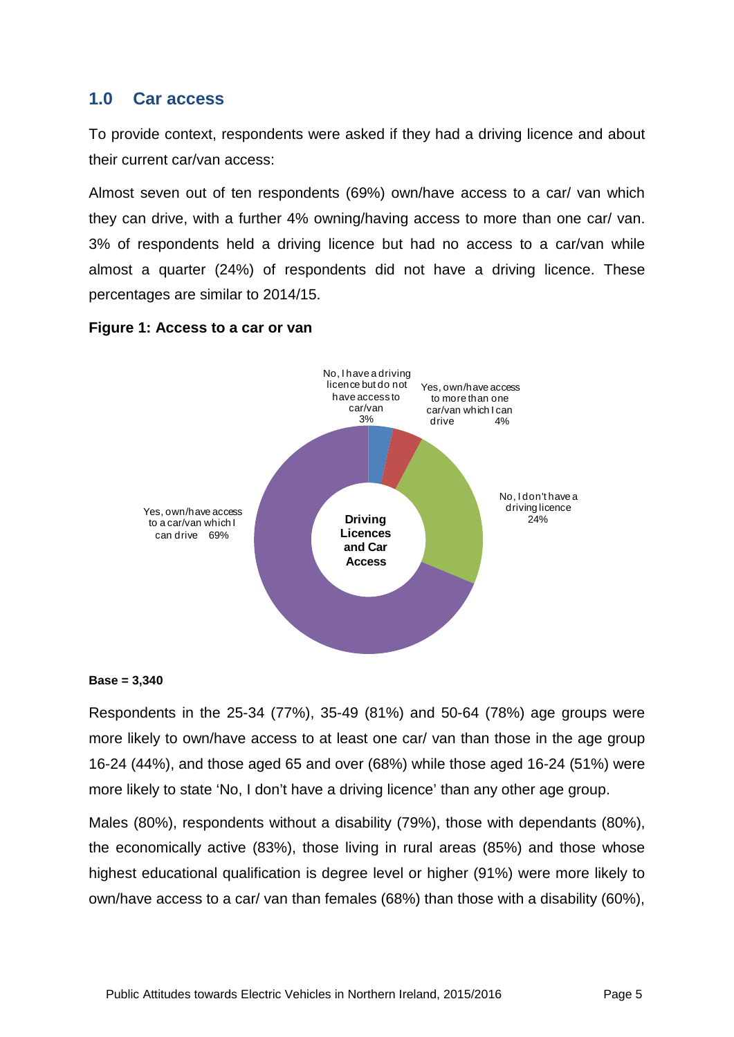## 1.0 Car access

To provide context, respondents were asked if they had a driving licence and about their current car/van access:

Almost seven out of ten respondents (69%) own/have access to a car/ van which they can drive, with a further 4% owning/having access to more than one car/ van. 3% of respondents held a driving licence but had no access to a car/van while almost a quarter (24%) of respondents did not have a driving licence. These percentages are similar to 2014/15.

**Figure 1: Access to a car or van**

Driving Licences and Car Access

- No, I have a driving licence but do not have access to car/van 3%
- Yes, own/have access to more than one car/van which I can drive 4%
- No, I don't have a driving licence 24%
- Yes, own/have access to a car/van which I can drive 69%

**Base = 3,340**

Respondents in the 25-34 (77%), 35-49 (81%) and 50-64 (78%) age groups were more likely to own/have access to at least one car/ van than those in the age group 16-24 (44%), and those aged 65 and over (68%) while those aged 16-24 (51%) were more likely to state 'No, I don't have a driving licence' than any other age group.

Males (80%), respondents without a disability (79%), those with dependants (80%), the economically active (83%), those living in rural areas (85%) and those whose highest educational qualification is degree level or higher (91%) were more likely to own/have access to a car/ van than females (68%) than those with a disability (60%),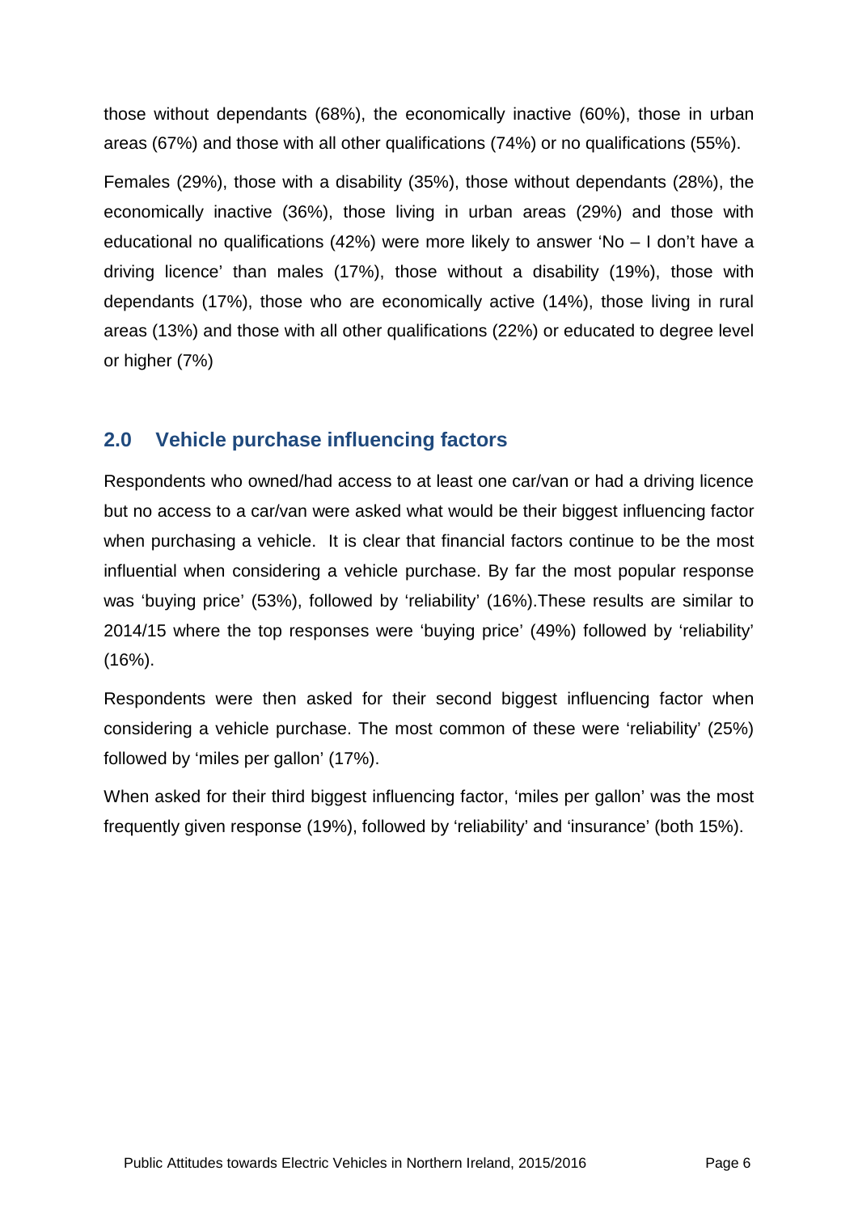those without dependants (68%), the economically inactive (60%), those in urban areas (67%) and those with all other qualifications (74%) or no qualifications (55%).

Females (29%), those with a disability (35%), those without dependants (28%), the economically inactive (36%), those living in urban areas (29%) and those with educational no qualifications (42%) were more likely to answer 'No – I don't have a driving licence' than males (17%), those without a disability (19%), those with dependants (17%), those who are economically active (14%), those living in rural areas (13%) and those with all other qualifications (22%) or educated to degree level or higher (7%)

## 2.0 Vehicle purchase influencing factors

Respondents who owned/had access to at least one car/van or had a driving licence but no access to a car/van were asked what would be their biggest influencing factor when purchasing a vehicle. It is clear that financial factors continue to be the most influential when considering a vehicle purchase. By far the most popular response was 'buying price' (53%), followed by 'reliability' (16%).These results are similar to 2014/15 where the top responses were 'buying price' (49%) followed by 'reliability' (16%).

Respondents were then asked for their second biggest influencing factor when considering a vehicle purchase. The most common of these were 'reliability' (25%) followed by 'miles per gallon' (17%).

When asked for their third biggest influencing factor, 'miles per gallon' was the most frequently given response (19%), followed by 'reliability' and 'insurance' (both 15%).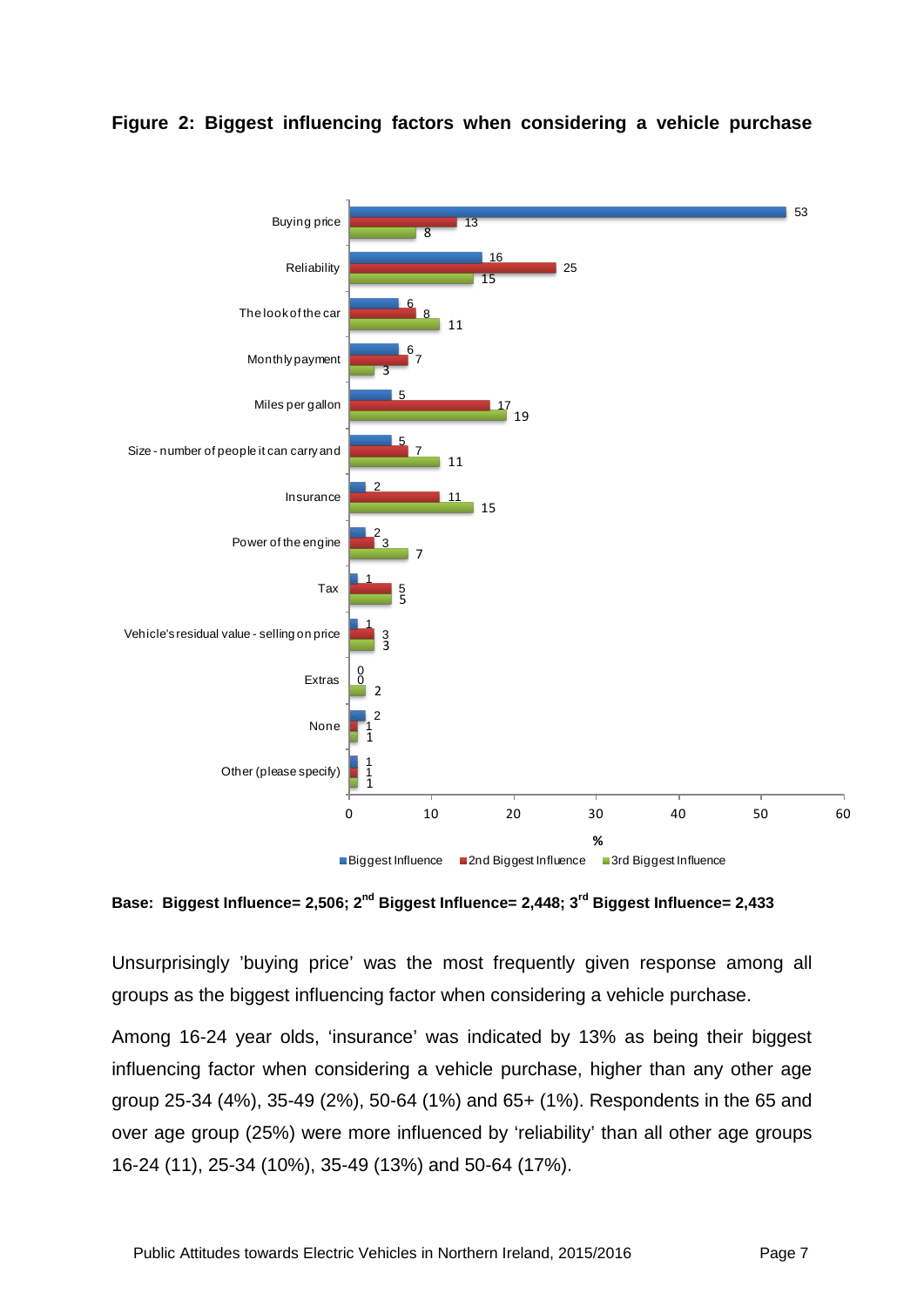**Figure 2: Biggest influencing factors when considering a vehicle purchase**

| | Biggest Influence | 2nd Biggest Influence | 3rd Biggest Influence |
|---|---|---|---|
| Buying price | 53 | 13 | 8 |
| Reliability | 16 | 25 | 15 |
| The look of the car | 6 | 8 | 11 |
| Monthly payment | 6 | 7 | 3 |
| Miles per gallon | 5 | 17 | 19 |
| Size - number of people it can carry and | 5 | 7 | 11 |
| Insurance | 2 | 11 | 15 |
| Power of the engine | 2 | 3 | 7 |
| Tax | 1 | 5 | 5 |
| Vehicle's residual value - selling on price | 1 | 3 | 3 |
| Extras | 0 | 0 | 2 |
| None | 2 | 1 | 1 |
| Other (please specify) | 1 | 1 | 1 |

**Base: Biggest Influence= 2,506; 2nd Biggest Influence= 2,448; 3rd Biggest Influence= 2,433**

Unsurprisingly 'buying price' was the most frequently given response among all groups as the biggest influencing factor when considering a vehicle purchase.

Among 16-24 year olds, 'insurance' was indicated by 13% as being their biggest influencing factor when considering a vehicle purchase, higher than any other age group 25-34 (4%), 35-49 (2%), 50-64 (1%) and 65+ (1%). Respondents in the 65 and over age group (25%) were more influenced by 'reliability' than all other age groups 16-24 (11), 25-34 (10%), 35-49 (13%) and 50-64 (17%).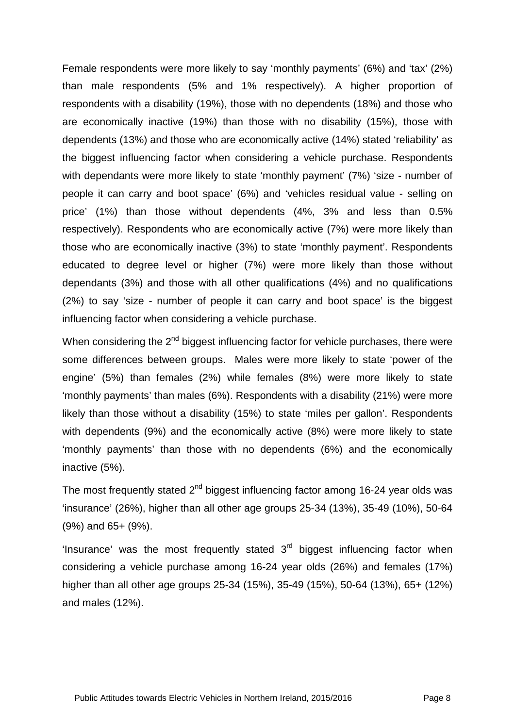Female respondents were more likely to say ‘monthly payments’ (6%) and ‘tax’ (2%) than male respondents (5% and 1% respectively). A higher proportion of respondents with a disability (19%), those with no dependents (18%) and those who are economically inactive (19%) than those with no disability (15%), those with dependents (13%) and those who are economically active (14%) stated ‘reliability’ as the biggest influencing factor when considering a vehicle purchase. Respondents with dependants were more likely to state ‘monthly payment’ (7%) ‘size - number of people it can carry and boot space’ (6%) and ‘vehicles residual value - selling on price’ (1%) than those without dependents (4%, 3% and less than 0.5% respectively). Respondents who are economically active (7%) were more likely than those who are economically inactive (3%) to state ‘monthly payment’. Respondents educated to degree level or higher (7%) were more likely than those without dependants (3%) and those with all other qualifications (4%) and no qualifications (2%) to say ‘size - number of people it can carry and boot space’ is the biggest influencing factor when considering a vehicle purchase.

When considering the 2nd biggest influencing factor for vehicle purchases, there were some differences between groups. Males were more likely to state ‘power of the engine’ (5%) than females (2%) while females (8%) were more likely to state ‘monthly payments’ than males (6%). Respondents with a disability (21%) were more likely than those without a disability (15%) to state ‘miles per gallon’. Respondents with dependents (9%) and the economically active (8%) were more likely to state ‘monthly payments’ than those with no dependents (6%) and the economically inactive (5%).

The most frequently stated 2nd biggest influencing factor among 16-24 year olds was ‘insurance’ (26%), higher than all other age groups 25-34 (13%), 35-49 (10%), 50-64 (9%) and 65+ (9%).

‘Insurance’ was the most frequently stated 3rd biggest influencing factor when considering a vehicle purchase among 16-24 year olds (26%) and females (17%) higher than all other age groups 25-34 (15%), 35-49 (15%), 50-64 (13%), 65+ (12%) and males (12%).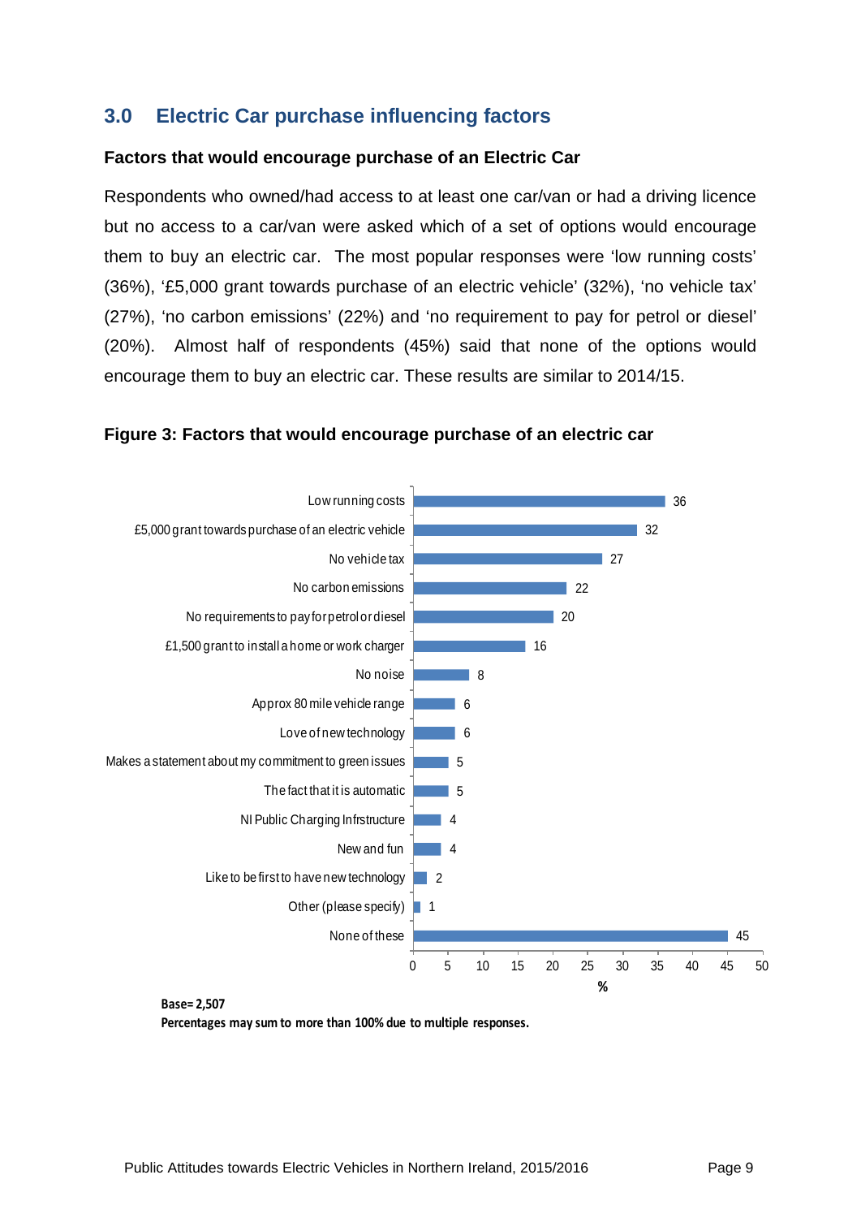## 3.0 Electric Car purchase influencing factors

### Factors that would encourage purchase of an Electric Car

Respondents who owned/had access to at least one car/van or had a driving licence but no access to a car/van were asked which of a set of options would encourage them to buy an electric car. The most popular responses were 'low running costs' (36%), '£5,000 grant towards purchase of an electric vehicle' (32%), 'no vehicle tax' (27%), 'no carbon emissions' (22%) and 'no requirement to pay for petrol or diesel' (20%). Almost half of respondents (45%) said that none of the options would encourage them to buy an electric car. These results are similar to 2014/15.

**Figure 3: Factors that would encourage purchase of an electric car**

| Factor | % |
|---|---|
| Low running costs | 36 |
| £5,000 grant towards purchase of an electric vehicle | 32 |
| No vehicle tax | 27 |
| No carbon emissions | 22 |
| No requirements to pay for petrol or diesel | 20 |
| £1,500 grant to install a home or work charger | 16 |
| No noise | 8 |
| Approx 80 mile vehicle range | 6 |
| Love of new technology | 6 |
| Makes a statement about my commitment to green issues | 5 |
| The fact that it is automatic | 5 |
| NI Public Charging Infrstructure | 4 |
| New and fun | 4 |
| Like to be first to have new technology | 2 |
| Other (please specify) | 1 |
| None of these | 45 |

**Base= 2,507**

**Percentages may sum to more than 100% due to multiple responses.**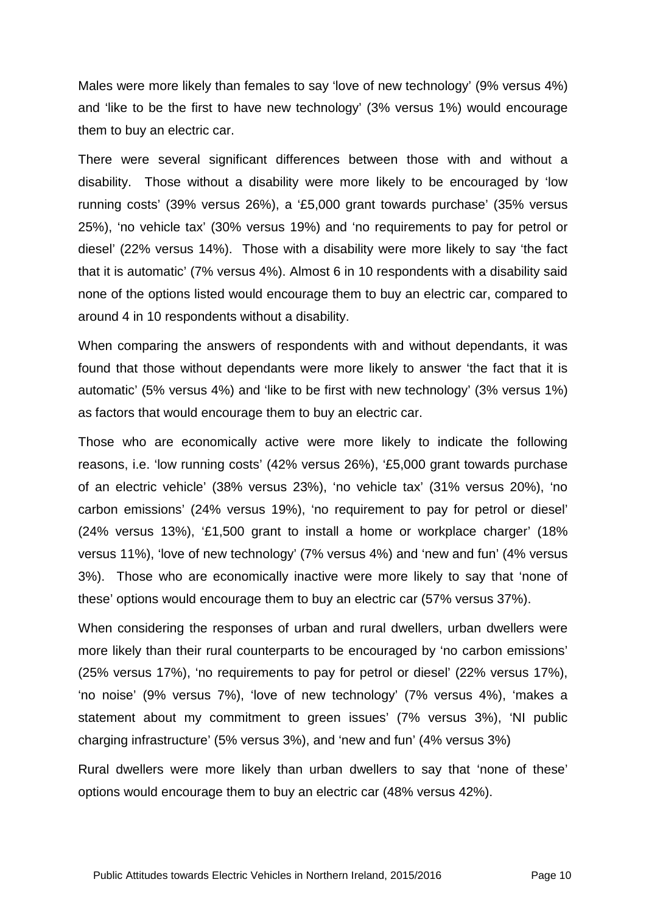Males were more likely than females to say 'love of new technology' (9% versus 4%) and 'like to be the first to have new technology' (3% versus 1%) would encourage them to buy an electric car.

There were several significant differences between those with and without a disability. Those without a disability were more likely to be encouraged by 'low running costs' (39% versus 26%), a '£5,000 grant towards purchase' (35% versus 25%), 'no vehicle tax' (30% versus 19%) and 'no requirements to pay for petrol or diesel' (22% versus 14%). Those with a disability were more likely to say 'the fact that it is automatic' (7% versus 4%). Almost 6 in 10 respondents with a disability said none of the options listed would encourage them to buy an electric car, compared to around 4 in 10 respondents without a disability.

When comparing the answers of respondents with and without dependants, it was found that those without dependants were more likely to answer 'the fact that it is automatic' (5% versus 4%) and 'like to be first with new technology' (3% versus 1%) as factors that would encourage them to buy an electric car.

Those who are economically active were more likely to indicate the following reasons, i.e. 'low running costs' (42% versus 26%), '£5,000 grant towards purchase of an electric vehicle' (38% versus 23%), 'no vehicle tax' (31% versus 20%), 'no carbon emissions' (24% versus 19%), 'no requirement to pay for petrol or diesel' (24% versus 13%), '£1,500 grant to install a home or workplace charger' (18% versus 11%), 'love of new technology' (7% versus 4%) and 'new and fun' (4% versus 3%). Those who are economically inactive were more likely to say that 'none of these' options would encourage them to buy an electric car (57% versus 37%).

When considering the responses of urban and rural dwellers, urban dwellers were more likely than their rural counterparts to be encouraged by 'no carbon emissions' (25% versus 17%), 'no requirements to pay for petrol or diesel' (22% versus 17%), 'no noise' (9% versus 7%), 'love of new technology' (7% versus 4%), 'makes a statement about my commitment to green issues' (7% versus 3%), 'NI public charging infrastructure' (5% versus 3%), and 'new and fun' (4% versus 3%)

Rural dwellers were more likely than urban dwellers to say that 'none of these' options would encourage them to buy an electric car (48% versus 42%).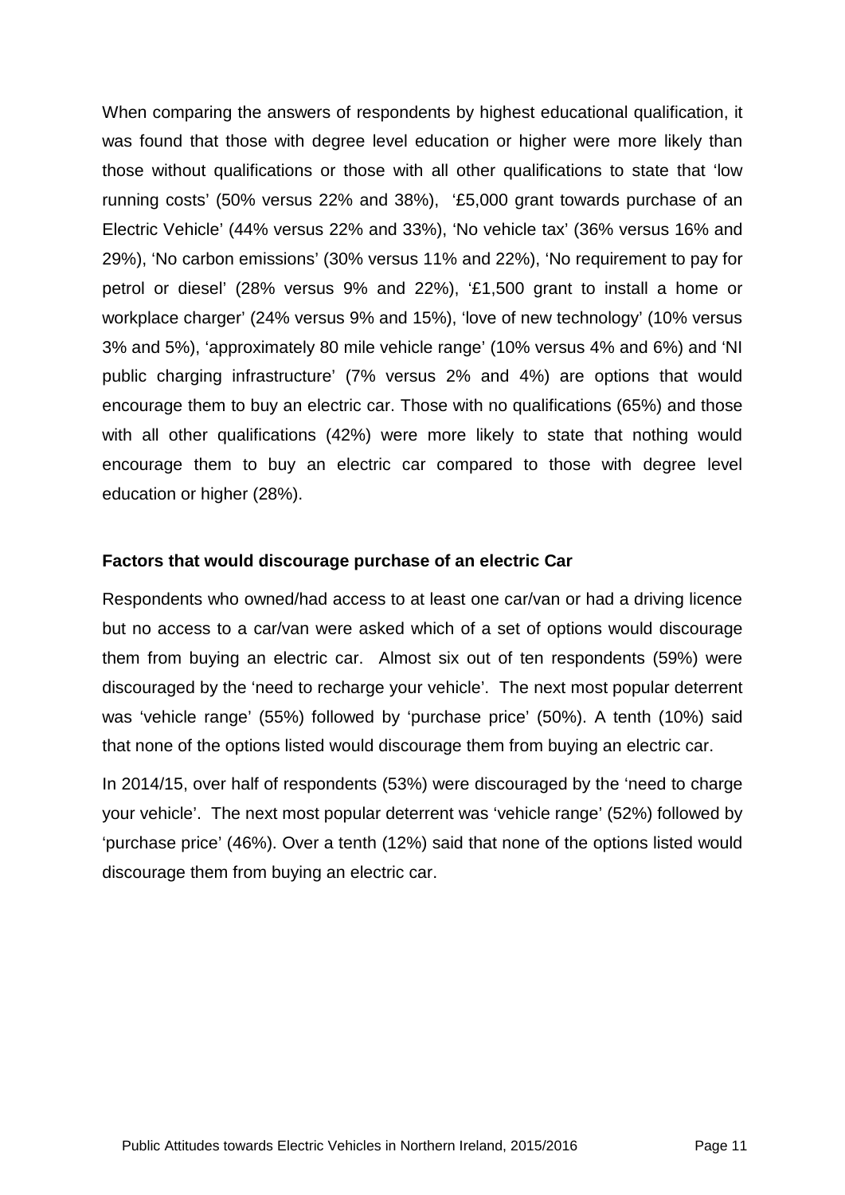When comparing the answers of respondents by highest educational qualification, it was found that those with degree level education or higher were more likely than those without qualifications or those with all other qualifications to state that 'low running costs' (50% versus 22% and 38%), '£5,000 grant towards purchase of an Electric Vehicle' (44% versus 22% and 33%), 'No vehicle tax' (36% versus 16% and 29%), 'No carbon emissions' (30% versus 11% and 22%), 'No requirement to pay for petrol or diesel' (28% versus 9% and 22%), '£1,500 grant to install a home or workplace charger' (24% versus 9% and 15%), 'love of new technology' (10% versus 3% and 5%), 'approximately 80 mile vehicle range' (10% versus 4% and 6%) and 'NI public charging infrastructure' (7% versus 2% and 4%) are options that would encourage them to buy an electric car. Those with no qualifications (65%) and those with all other qualifications (42%) were more likely to state that nothing would encourage them to buy an electric car compared to those with degree level education or higher (28%).

### Factors that would discourage purchase of an electric Car

Respondents who owned/had access to at least one car/van or had a driving licence but no access to a car/van were asked which of a set of options would discourage them from buying an electric car. Almost six out of ten respondents (59%) were discouraged by the 'need to recharge your vehicle'. The next most popular deterrent was 'vehicle range' (55%) followed by 'purchase price' (50%). A tenth (10%) said that none of the options listed would discourage them from buying an electric car.

In 2014/15, over half of respondents (53%) were discouraged by the 'need to charge your vehicle'. The next most popular deterrent was 'vehicle range' (52%) followed by 'purchase price' (46%). Over a tenth (12%) said that none of the options listed would discourage them from buying an electric car.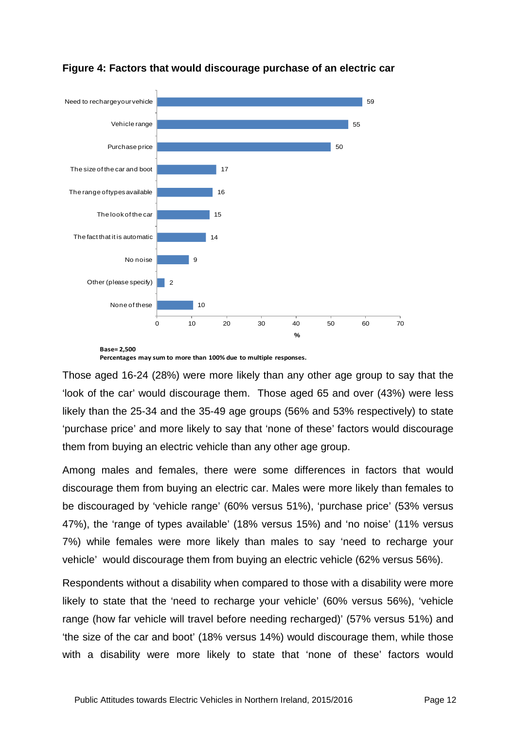**Figure 4: Factors that would discourage purchase of an electric car**

| Factor | % |
|---|---|
| Need to recharge your vehicle | 59 |
| Vehicle range | 55 |
| Purchase price | 50 |
| The size of the car and boot | 17 |
| The range of types available | 16 |
| The look of the car | 15 |
| The fact that it is automatic | 14 |
| No noise | 9 |
| Other (please specify) | 2 |
| None of these | 10 |

**Base= 2,500**
**Percentages may sum to more than 100% due to multiple responses.**

Those aged 16-24 (28%) were more likely than any other age group to say that the 'look of the car' would discourage them. Those aged 65 and over (43%) were less likely than the 25-34 and the 35-49 age groups (56% and 53% respectively) to state 'purchase price' and more likely to say that 'none of these' factors would discourage them from buying an electric vehicle than any other age group.

Among males and females, there were some differences in factors that would discourage them from buying an electric car. Males were more likely than females to be discouraged by 'vehicle range' (60% versus 51%), 'purchase price' (53% versus 47%), the 'range of types available' (18% versus 15%) and 'no noise' (11% versus 7%) while females were more likely than males to say 'need to recharge your vehicle' would discourage them from buying an electric vehicle (62% versus 56%).

Respondents without a disability when compared to those with a disability were more likely to state that the 'need to recharge your vehicle' (60% versus 56%), 'vehicle range (how far vehicle will travel before needing recharged)' (57% versus 51%) and 'the size of the car and boot' (18% versus 14%) would discourage them, while those with a disability were more likely to state that 'none of these' factors would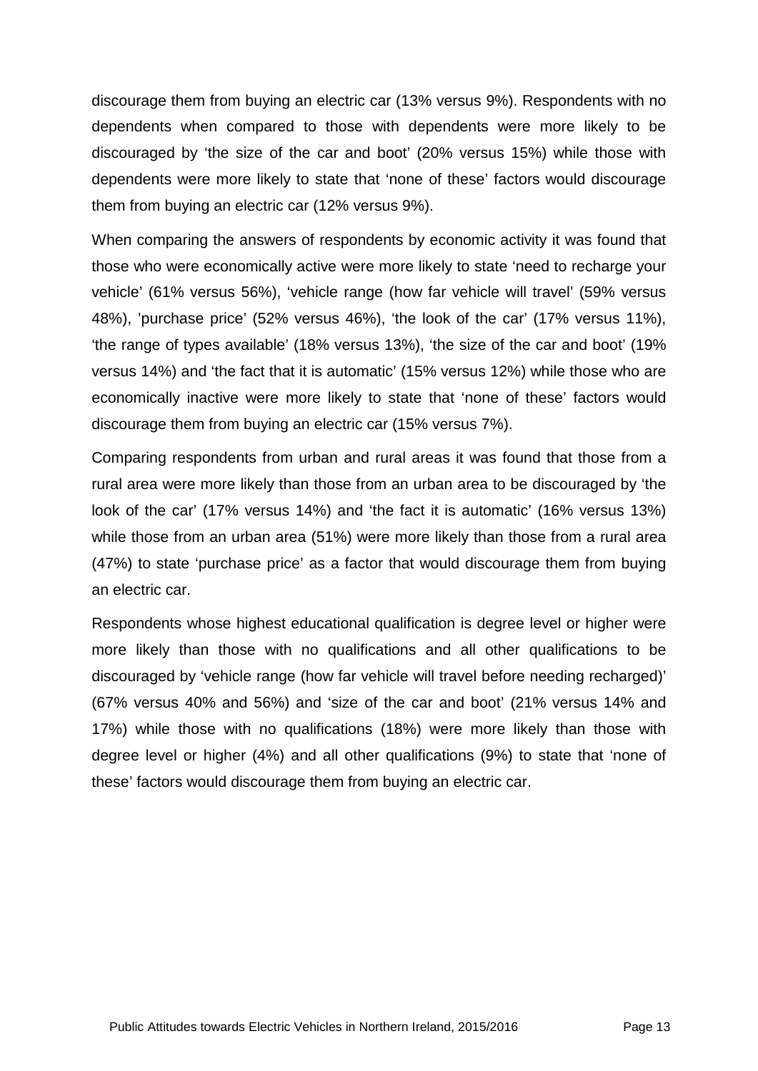discourage them from buying an electric car (13% versus 9%). Respondents with no dependents when compared to those with dependents were more likely to be discouraged by 'the size of the car and boot' (20% versus 15%) while those with dependents were more likely to state that 'none of these' factors would discourage them from buying an electric car (12% versus 9%).

When comparing the answers of respondents by economic activity it was found that those who were economically active were more likely to state 'need to recharge your vehicle' (61% versus 56%), 'vehicle range (how far vehicle will travel' (59% versus 48%), 'purchase price' (52% versus 46%), 'the look of the car' (17% versus 11%), 'the range of types available' (18% versus 13%), 'the size of the car and boot' (19% versus 14%) and 'the fact that it is automatic' (15% versus 12%) while those who are economically inactive were more likely to state that 'none of these' factors would discourage them from buying an electric car (15% versus 7%).

Comparing respondents from urban and rural areas it was found that those from a rural area were more likely than those from an urban area to be discouraged by 'the look of the car' (17% versus 14%) and 'the fact it is automatic' (16% versus 13%) while those from an urban area (51%) were more likely than those from a rural area (47%) to state 'purchase price' as a factor that would discourage them from buying an electric car.

Respondents whose highest educational qualification is degree level or higher were more likely than those with no qualifications and all other qualifications to be discouraged by 'vehicle range (how far vehicle will travel before needing recharged)' (67% versus 40% and 56%) and 'size of the car and boot' (21% versus 14% and 17%) while those with no qualifications (18%) were more likely than those with degree level or higher (4%) and all other qualifications (9%) to state that 'none of these' factors would discourage them from buying an electric car.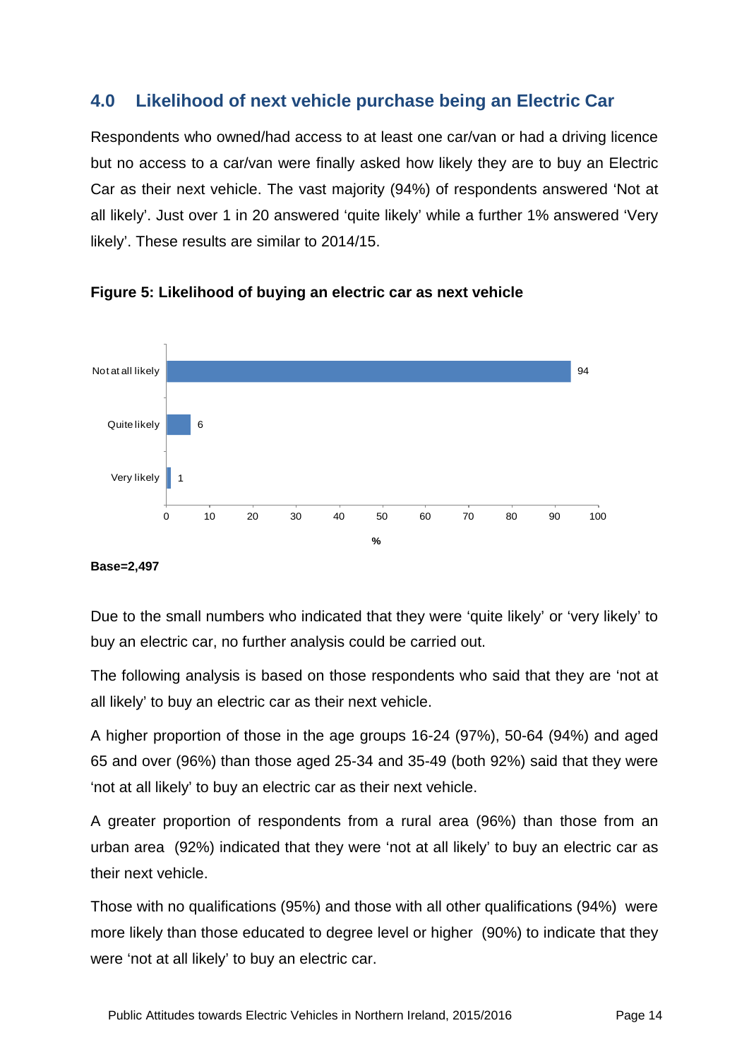## 4.0 Likelihood of next vehicle purchase being an Electric Car

Respondents who owned/had access to at least one car/van or had a driving licence but no access to a car/van were finally asked how likely they are to buy an Electric Car as their next vehicle. The vast majority (94%) of respondents answered 'Not at all likely'. Just over 1 in 20 answered 'quite likely' while a further 1% answered 'Very likely'. These results are similar to 2014/15.

**Figure 5: Likelihood of buying an electric car as next vehicle**

| | % |
|---|---|
| Not at all likely | 94 |
| Quite likely | 6 |
| Very likely | 1 |

**Base=2,497**

Due to the small numbers who indicated that they were 'quite likely' or 'very likely' to buy an electric car, no further analysis could be carried out.

The following analysis is based on those respondents who said that they are 'not at all likely' to buy an electric car as their next vehicle.

A higher proportion of those in the age groups 16-24 (97%), 50-64 (94%) and aged 65 and over (96%) than those aged 25-34 and 35-49 (both 92%) said that they were 'not at all likely' to buy an electric car as their next vehicle.

A greater proportion of respondents from a rural area (96%) than those from an urban area (92%) indicated that they were 'not at all likely' to buy an electric car as their next vehicle.

Those with no qualifications (95%) and those with all other qualifications (94%) were more likely than those educated to degree level or higher (90%) to indicate that they were 'not at all likely' to buy an electric car.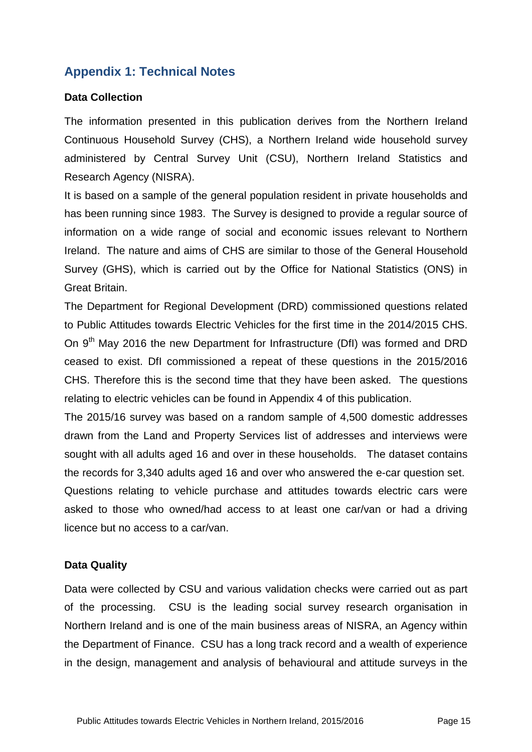## Appendix 1: Technical Notes

**Data Collection**

The information presented in this publication derives from the Northern Ireland Continuous Household Survey (CHS), a Northern Ireland wide household survey administered by Central Survey Unit (CSU), Northern Ireland Statistics and Research Agency (NISRA).

It is based on a sample of the general population resident in private households and has been running since 1983. The Survey is designed to provide a regular source of information on a wide range of social and economic issues relevant to Northern Ireland. The nature and aims of CHS are similar to those of the General Household Survey (GHS), which is carried out by the Office for National Statistics (ONS) in Great Britain.

The Department for Regional Development (DRD) commissioned questions related to Public Attitudes towards Electric Vehicles for the first time in the 2014/2015 CHS. On 9th May 2016 the new Department for Infrastructure (DfI) was formed and DRD ceased to exist. DfI commissioned a repeat of these questions in the 2015/2016 CHS. Therefore this is the second time that they have been asked. The questions relating to electric vehicles can be found in Appendix 4 of this publication.

The 2015/16 survey was based on a random sample of 4,500 domestic addresses drawn from the Land and Property Services list of addresses and interviews were sought with all adults aged 16 and over in these households. The dataset contains the records for 3,340 adults aged 16 and over who answered the e-car question set. Questions relating to vehicle purchase and attitudes towards electric cars were asked to those who owned/had access to at least one car/van or had a driving licence but no access to a car/van.

**Data Quality**

Data were collected by CSU and various validation checks were carried out as part of the processing. CSU is the leading social survey research organisation in Northern Ireland and is one of the main business areas of NISRA, an Agency within the Department of Finance. CSU has a long track record and a wealth of experience in the design, management and analysis of behavioural and attitude surveys in the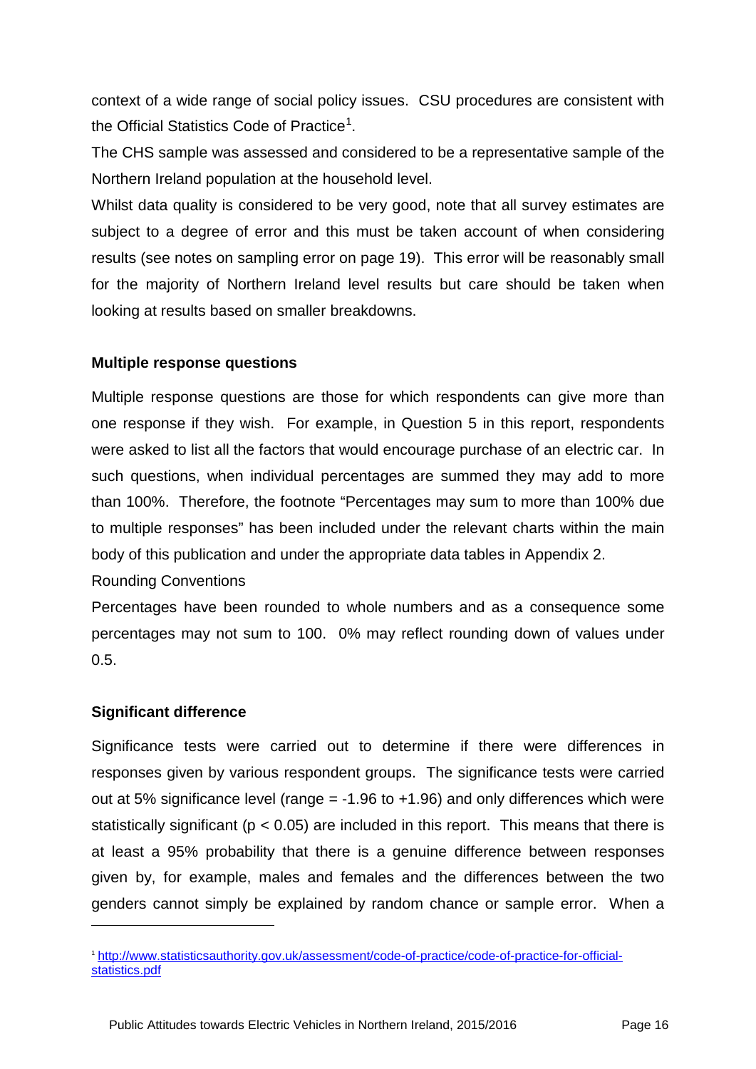context of a wide range of social policy issues. CSU procedures are consistent with the Official Statistics Code of Practice[1].

The CHS sample was assessed and considered to be a representative sample of the Northern Ireland population at the household level.

Whilst data quality is considered to be very good, note that all survey estimates are subject to a degree of error and this must be taken account of when considering results (see notes on sampling error on page 19). This error will be reasonably small for the majority of Northern Ireland level results but care should be taken when looking at results based on smaller breakdowns.

**Multiple response questions**

Multiple response questions are those for which respondents can give more than one response if they wish. For example, in Question 5 in this report, respondents were asked to list all the factors that would encourage purchase of an electric car. In such questions, when individual percentages are summed they may add to more than 100%. Therefore, the footnote "Percentages may sum to more than 100% due to multiple responses" has been included under the relevant charts within the main body of this publication and under the appropriate data tables in Appendix 2.

Rounding Conventions

Percentages have been rounded to whole numbers and as a consequence some percentages may not sum to 100. 0% may reflect rounding down of values under 0.5.

**Significant difference**

Significance tests were carried out to determine if there were differences in responses given by various respondent groups. The significance tests were carried out at 5% significance level (range = -1.96 to +1.96) and only differences which were statistically significant ($p < 0.05$) are included in this report. This means that there is at least a 95% probability that there is a genuine difference between responses given by, for example, males and females and the differences between the two genders cannot simply be explained by random chance or sample error. When a

[1] http://www.statisticsauthority.gov.uk/assessment/code-of-practice/code-of-practice-for-official-statistics.pdf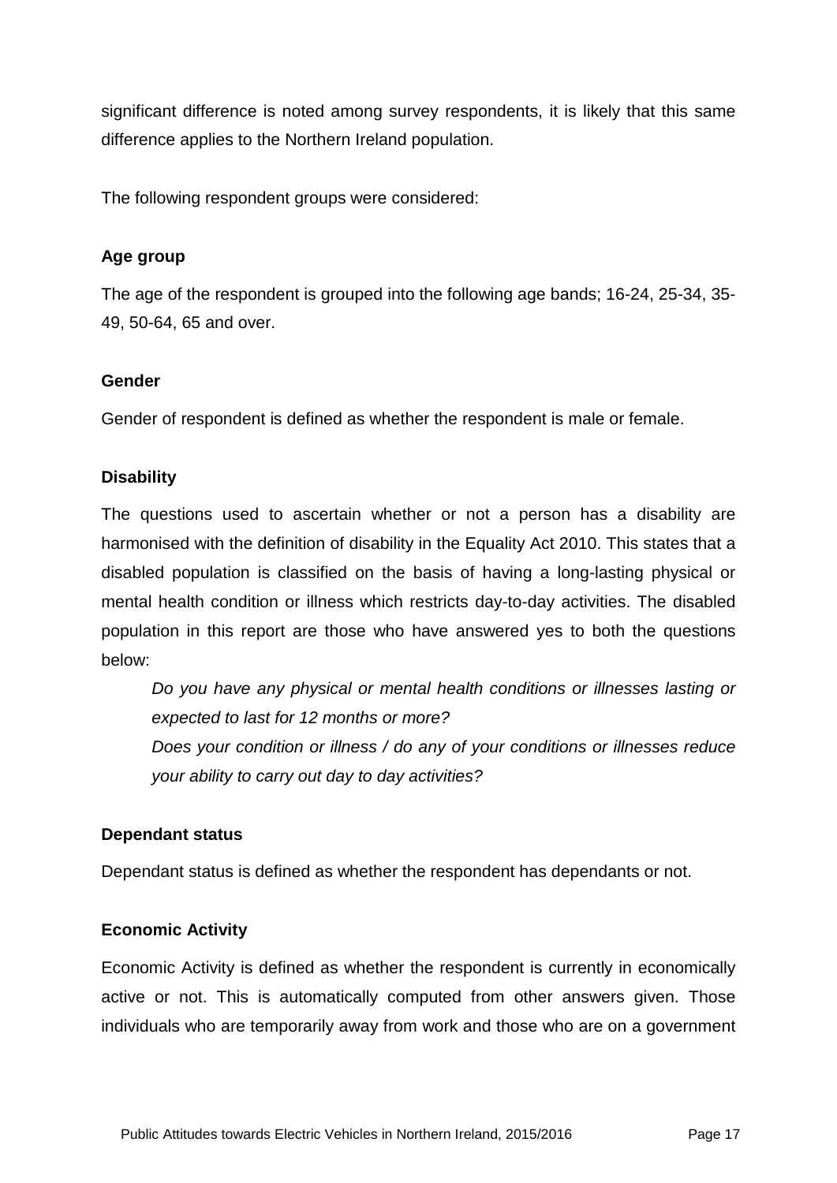significant difference is noted among survey respondents, it is likely that this same difference applies to the Northern Ireland population.

The following respondent groups were considered:

**Age group**

The age of the respondent is grouped into the following age bands; 16-24, 25-34, 35-49, 50-64, 65 and over.

**Gender**

Gender of respondent is defined as whether the respondent is male or female.

**Disability**

The questions used to ascertain whether or not a person has a disability are harmonised with the definition of disability in the Equality Act 2010. This states that a disabled population is classified on the basis of having a long-lasting physical or mental health condition or illness which restricts day-to-day activities. The disabled population in this report are those who have answered yes to both the questions below:

> *Do you have any physical or mental health conditions or illnesses lasting or expected to last for 12 months or more?*
>
> *Does your condition or illness / do any of your conditions or illnesses reduce your ability to carry out day to day activities?*

**Dependant status**

Dependant status is defined as whether the respondent has dependants or not.

**Economic Activity**

Economic Activity is defined as whether the respondent is currently in economically active or not. This is automatically computed from other answers given. Those individuals who are temporarily away from work and those who are on a government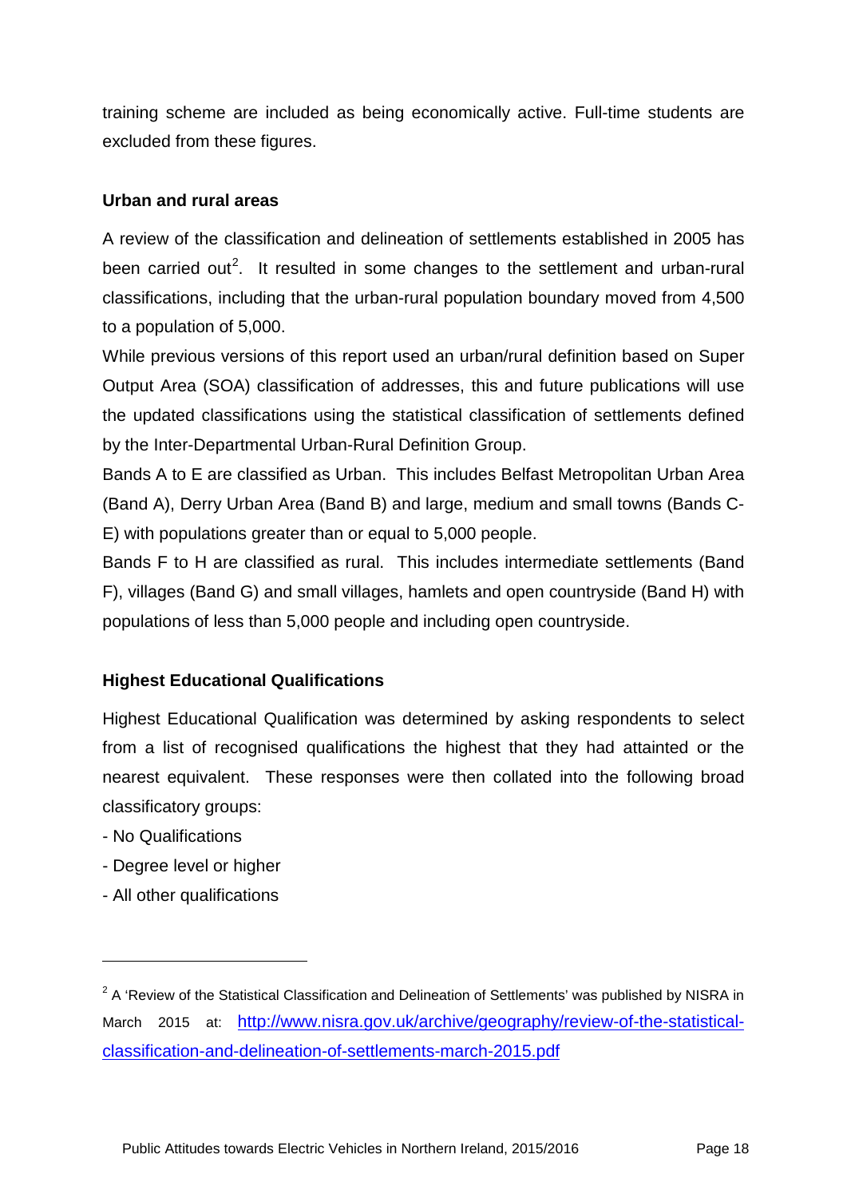training scheme are included as being economically active. Full-time students are excluded from these figures.

**Urban and rural areas**

A review of the classification and delineation of settlements established in 2005 has been carried out[2]. It resulted in some changes to the settlement and urban-rural classifications, including that the urban-rural population boundary moved from 4,500 to a population of 5,000.

While previous versions of this report used an urban/rural definition based on Super Output Area (SOA) classification of addresses, this and future publications will use the updated classifications using the statistical classification of settlements defined by the Inter-Departmental Urban-Rural Definition Group.

Bands A to E are classified as Urban. This includes Belfast Metropolitan Urban Area (Band A), Derry Urban Area (Band B) and large, medium and small towns (Bands C-E) with populations greater than or equal to 5,000 people.

Bands F to H are classified as rural. This includes intermediate settlements (Band F), villages (Band G) and small villages, hamlets and open countryside (Band H) with populations of less than 5,000 people and including open countryside.

**Highest Educational Qualifications**

Highest Educational Qualification was determined by asking respondents to select from a list of recognised qualifications the highest that they had attainted or the nearest equivalent. These responses were then collated into the following broad classificatory groups:

- No Qualifications
- Degree level or higher
- All other qualifications

---

[2] A 'Review of the Statistical Classification and Delineation of Settlements' was published by NISRA in March 2015 at: http://www.nisra.gov.uk/archive/geography/review-of-the-statistical-classification-and-delineation-of-settlements-march-2015.pdf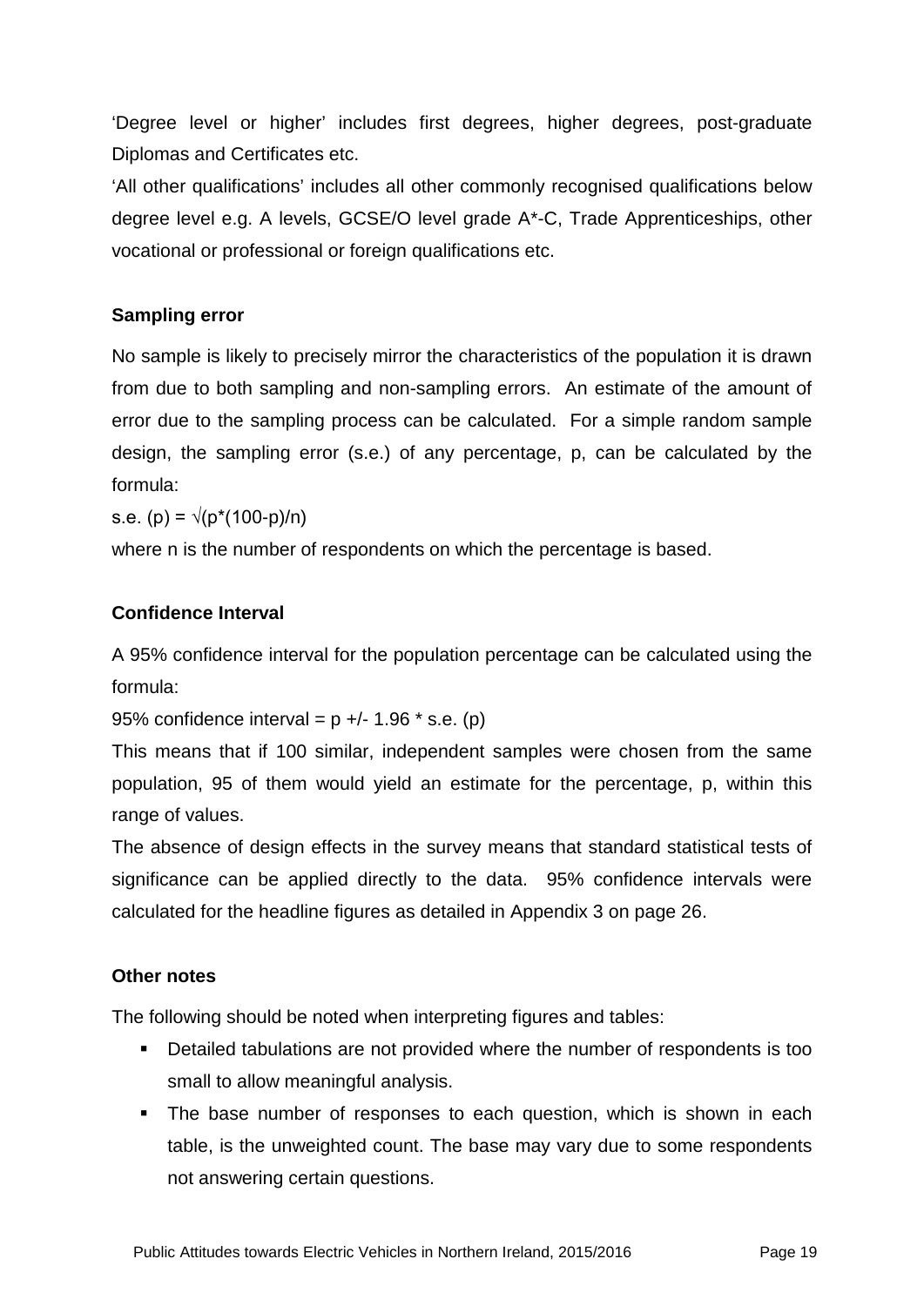'Degree level or higher' includes first degrees, higher degrees, post-graduate Diplomas and Certificates etc.

'All other qualifications' includes all other commonly recognised qualifications below degree level e.g. A levels, GCSE/O level grade A*-C, Trade Apprenticeships, other vocational or professional or foreign qualifications etc.

**Sampling error**

No sample is likely to precisely mirror the characteristics of the population it is drawn from due to both sampling and non-sampling errors. An estimate of the amount of error due to the sampling process can be calculated. For a simple random sample design, the sampling error (s.e.) of any percentage, p, can be calculated by the formula:

$\text{s.e.}(p) = \sqrt{(p*(100-p)/n)}$

where n is the number of respondents on which the percentage is based.

**Confidence Interval**

A 95% confidence interval for the population percentage can be calculated using the formula:

$95\% \text{ confidence interval} = p \pm 1.96 * \text{s.e.}(p)$

This means that if 100 similar, independent samples were chosen from the same population, 95 of them would yield an estimate for the percentage, p, within this range of values.

The absence of design effects in the survey means that standard statistical tests of significance can be applied directly to the data. 95% confidence intervals were calculated for the headline figures as detailed in Appendix 3 on page 26.

**Other notes**

The following should be noted when interpreting figures and tables:

- Detailed tabulations are not provided where the number of respondents is too small to allow meaningful analysis.
- The base number of responses to each question, which is shown in each table, is the unweighted count. The base may vary due to some respondents not answering certain questions.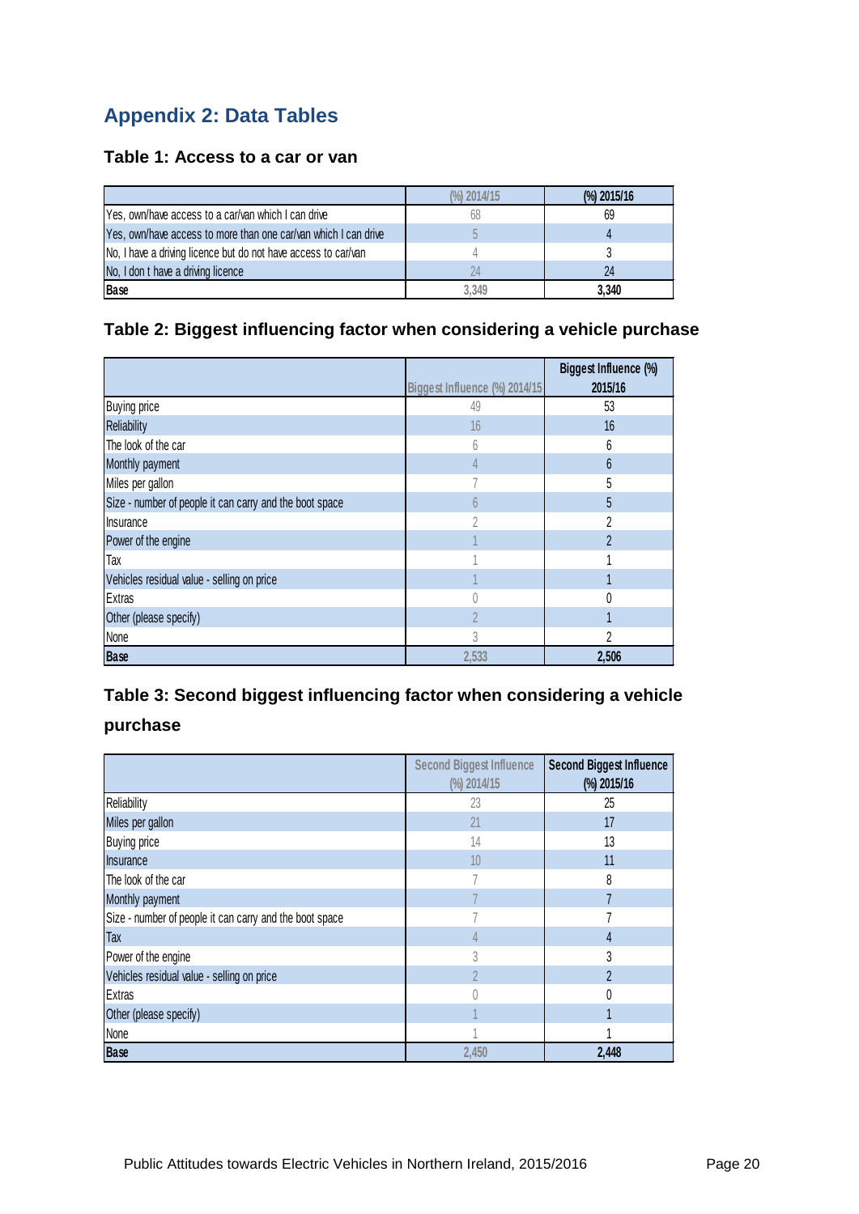## Appendix 2: Data Tables

### Table 1: Access to a car or van

| | (%) 2014/15 | (%) 2015/16 |
|---|---|---|
| Yes, own/have access to a car/van which I can drive | 68 | 69 |
| Yes, own/have access to more than one car/van which I can drive | 5 | 4 |
| No, I have a driving licence but do not have access to car/van | 4 | 3 |
| No, I don t have a driving licence | 24 | 24 |
| **Base** | 3,349 | **3,340** |

### Table 2: Biggest influencing factor when considering a vehicle purchase

| | Biggest Influence (%) 2014/15 | Biggest Influence (%) 2015/16 |
|---|---|---|
| Buying price | 49 | 53 |
| Reliability | 16 | 16 |
| The look of the car | 6 | 6 |
| Monthly payment | 4 | 6 |
| Miles per gallon | 7 | 5 |
| Size - number of people it can carry and the boot space | 6 | 5 |
| Insurance | 2 | 2 |
| Power of the engine | 1 | 2 |
| Tax | 1 | 1 |
| Vehicles residual value - selling on price | 1 | 1 |
| Extras | 0 | 0 |
| Other (please specify) | 2 | 1 |
| None | 3 | 2 |
| **Base** | 2,533 | **2,506** |

### Table 3: Second biggest influencing factor when considering a vehicle purchase

| | Second Biggest Influence (%) 2014/15 | Second Biggest Influence (%) 2015/16 |
|---|---|---|
| Reliability | 23 | 25 |
| Miles per gallon | 21 | 17 |
| Buying price | 14 | 13 |
| Insurance | 10 | 11 |
| The look of the car | 7 | 8 |
| Monthly payment | 7 | 7 |
| Size - number of people it can carry and the boot space | 7 | 7 |
| Tax | 4 | 4 |
| Power of the engine | 3 | 3 |
| Vehicles residual value - selling on price | 2 | 2 |
| Extras | 0 | 0 |
| Other (please specify) | 1 | 1 |
| None | 1 | 1 |
| **Base** | 2,450 | **2,448** |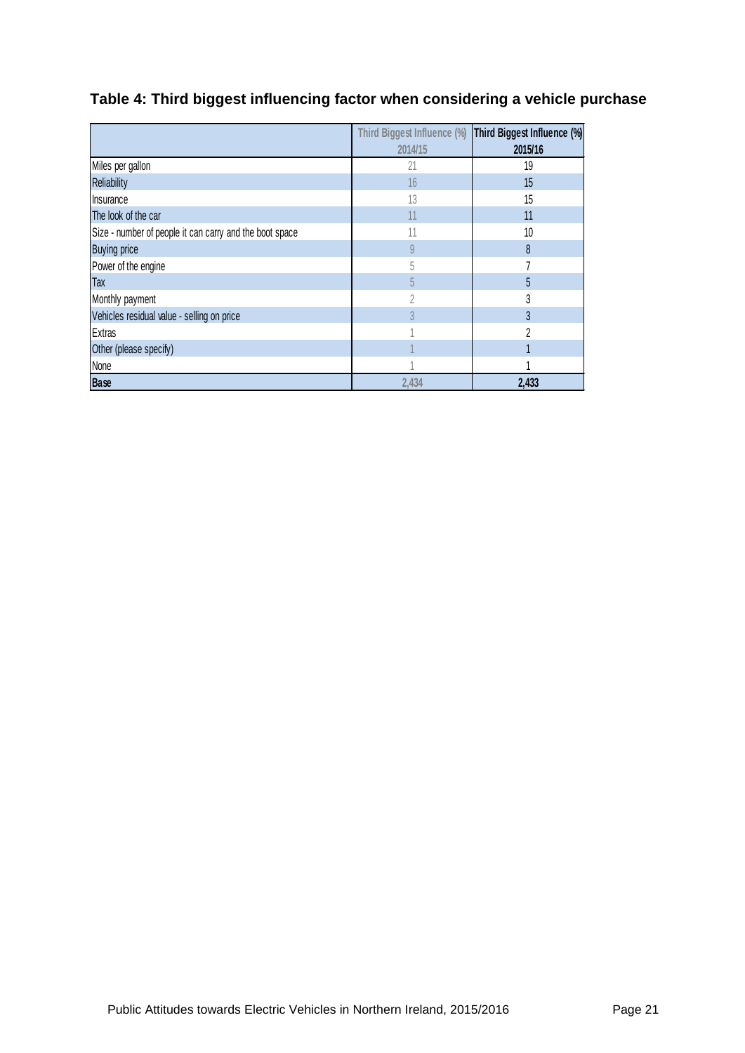## Table 4: Third biggest influencing factor when considering a vehicle purchase

| | Third Biggest Influence (%) 2014/15 | Third Biggest Influence (%) 2015/16 |
|---|---|---|
| Miles per gallon | 21 | 19 |
| Reliability | 16 | 15 |
| Insurance | 13 | 15 |
| The look of the car | 11 | 11 |
| Size - number of people it can carry and the boot space | 11 | 10 |
| Buying price | 9 | 8 |
| Power of the engine | 5 | 7 |
| Tax | 5 | 5 |
| Monthly payment | 2 | 3 |
| Vehicles residual value - selling on price | 3 | 3 |
| Extras | 1 | 2 |
| Other (please specify) | 1 | 1 |
| None | 1 | 1 |
| **Base** | 2,434 | **2,433** |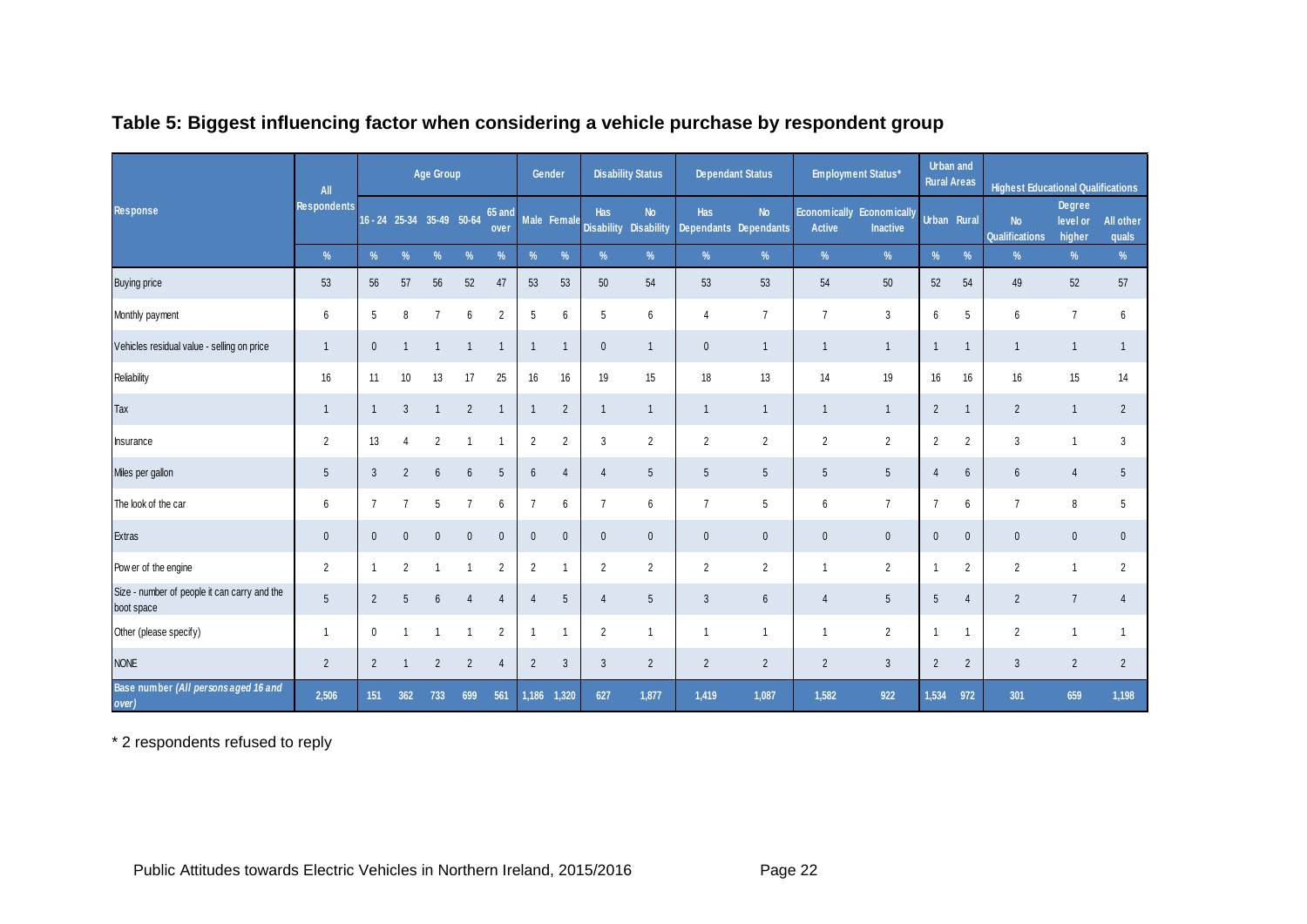## Table 5: Biggest influencing factor when considering a vehicle purchase by respondent group

| Response | All Respondents | Age Group | | | | | Gender | | Disability Status | | Dependant Status | | Employment Status* | | Urban and Rural Areas | | Highest Educational Qualifications | | |
|---|---|---|---|---|---|---|---|---|---|---|---|---|---|---|---|---|---|---|---|
| | | 16 - 24 | 25-34 | 35-49 | 50-64 | 65 and over | Male | Female | Has Disability | No Disability | Has Dependants | No Dependants | Economically Active | Economically Inactive | Urban | Rural | No Qualifications | Degree level or higher | All other quals |
| | % | % | % | % | % | % | % | % | % | % | % | % | % | % | % | % | % | % | % |
| Buying price | 53 | 56 | 57 | 56 | 52 | 47 | 53 | 53 | 50 | 54 | 53 | 53 | 54 | 50 | 52 | 54 | 49 | 52 | 57 |
| Monthly payment | 6 | 5 | 8 | 7 | 6 | 2 | 5 | 6 | 5 | 6 | 4 | 7 | 7 | 3 | 6 | 5 | 6 | 7 | 6 |
| Vehicles residual value - selling on price | 1 | 0 | 1 | 1 | 1 | 1 | 1 | 1 | 0 | 1 | 0 | 1 | 1 | 1 | 1 | 1 | 1 | 1 | 1 |
| Reliability | 16 | 11 | 10 | 13 | 17 | 25 | 16 | 16 | 19 | 15 | 18 | 13 | 14 | 19 | 16 | 16 | 16 | 15 | 14 |
| Tax | 1 | 1 | 3 | 1 | 2 | 1 | 1 | 2 | 1 | 1 | 1 | 1 | 1 | 1 | 2 | 1 | 2 | 1 | 2 |
| Insurance | 2 | 13 | 4 | 2 | 1 | 1 | 2 | 2 | 3 | 2 | 2 | 2 | 2 | 2 | 2 | 2 | 3 | 1 | 3 |
| Miles per gallon | 5 | 3 | 2 | 6 | 6 | 5 | 6 | 4 | 4 | 5 | 5 | 5 | 5 | 5 | 4 | 6 | 6 | 4 | 5 |
| The look of the car | 6 | 7 | 7 | 5 | 7 | 6 | 7 | 6 | 7 | 6 | 7 | 5 | 6 | 7 | 7 | 6 | 7 | 8 | 5 |
| Extras | 0 | 0 | 0 | 0 | 0 | 0 | 0 | 0 | 0 | 0 | 0 | 0 | 0 | 0 | 0 | 0 | 0 | 0 | 0 |
| Power of the engine | 2 | 1 | 2 | 1 | 1 | 2 | 2 | 1 | 2 | 2 | 2 | 2 | 1 | 2 | 1 | 2 | 2 | 1 | 2 |
| Size - number of people it can carry and the boot space | 5 | 2 | 5 | 6 | 4 | 4 | 4 | 5 | 4 | 5 | 3 | 6 | 4 | 5 | 5 | 4 | 2 | 7 | 4 |
| Other (please specify) | 1 | 0 | 1 | 1 | 1 | 2 | 1 | 1 | 2 | 1 | 1 | 1 | 1 | 2 | 1 | 1 | 2 | 1 | 1 |
| NONE | 2 | 2 | 1 | 2 | 2 | 4 | 2 | 3 | 3 | 2 | 2 | 2 | 2 | 3 | 2 | 2 | 3 | 2 | 2 |
| **Base number *(All persons aged 16 and over)*** | 2,506 | 151 | 362 | 733 | 699 | 561 | 1,186 | 1,320 | 627 | 1,877 | 1,419 | 1,087 | 1,582 | 922 | 1,534 | 972 | 301 | 659 | 1,198 |

* 2 respondents refused to reply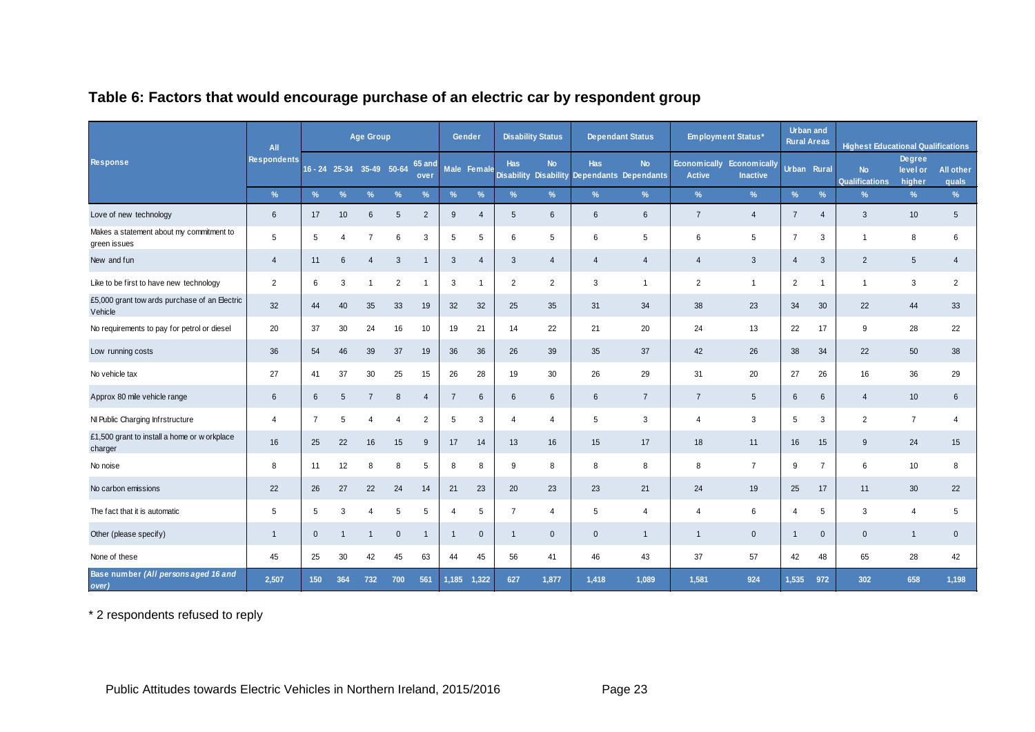## Table 6: Factors that would encourage purchase of an electric car by respondent group

| Response | All Respondents | Age Group | | | | | Gender | | Disability Status | | Dependant Status | | Employment Status* | | Urban and Rural Areas | | Highest Educational Qualifications | | |
|---|---|---|---|---|---|---|---|---|---|---|---|---|---|---|---|---|---|---|---|
| | | 16 - 24 | 25-34 | 35-49 | 50-64 | 65 and over | Male | Female | Has Disability | No Disability | Has Dependants | No Dependants | Economically Active | Economically Inactive | Urban | Rural | No Qualifications | Degree level or higher | All other quals |
| | % | % | % | % | % | % | % | % | % | % | % | % | % | % | % | % | % | % | % |
| Love of new technology | 6 | 17 | 10 | 6 | 5 | 2 | 9 | 4 | 5 | 6 | 6 | 6 | 7 | 4 | 7 | 4 | 3 | 10 | 5 |
| Makes a statement about my commitment to green issues | 5 | 5 | 4 | 7 | 6 | 3 | 5 | 5 | 6 | 5 | 6 | 5 | 6 | 5 | 7 | 3 | 1 | 8 | 6 |
| New and fun | 4 | 11 | 6 | 4 | 3 | 1 | 3 | 4 | 3 | 4 | 4 | 4 | 4 | 3 | 4 | 3 | 2 | 5 | 4 |
| Like to be first to have new technology | 2 | 6 | 3 | 1 | 2 | 1 | 3 | 1 | 2 | 2 | 3 | 1 | 2 | 1 | 2 | 1 | 1 | 3 | 2 |
| £5,000 grant towards purchase of an Electric Vehicle | 32 | 44 | 40 | 35 | 33 | 19 | 32 | 32 | 25 | 35 | 31 | 34 | 38 | 23 | 34 | 30 | 22 | 44 | 33 |
| No requirements to pay for petrol or diesel | 20 | 37 | 30 | 24 | 16 | 10 | 19 | 21 | 14 | 22 | 21 | 20 | 24 | 13 | 22 | 17 | 9 | 28 | 22 |
| Low running costs | 36 | 54 | 46 | 39 | 37 | 19 | 36 | 36 | 26 | 39 | 35 | 37 | 42 | 26 | 38 | 34 | 22 | 50 | 38 |
| No vehicle tax | 27 | 41 | 37 | 30 | 25 | 15 | 26 | 28 | 19 | 30 | 26 | 29 | 31 | 20 | 27 | 26 | 16 | 36 | 29 |
| Approx 80 mile vehicle range | 6 | 6 | 5 | 7 | 8 | 4 | 7 | 6 | 6 | 6 | 6 | 7 | 7 | 5 | 6 | 6 | 4 | 10 | 6 |
| NI Public Charging Infrstructure | 4 | 7 | 5 | 4 | 4 | 2 | 5 | 3 | 4 | 4 | 5 | 3 | 4 | 3 | 5 | 3 | 2 | 7 | 4 |
| £1,500 grant to install a home or workplace charger | 16 | 25 | 22 | 16 | 15 | 9 | 17 | 14 | 13 | 16 | 15 | 17 | 18 | 11 | 16 | 15 | 9 | 24 | 15 |
| No noise | 8 | 11 | 12 | 8 | 8 | 5 | 8 | 8 | 9 | 8 | 8 | 8 | 8 | 7 | 9 | 7 | 6 | 10 | 8 |
| No carbon emissions | 22 | 26 | 27 | 22 | 24 | 14 | 21 | 23 | 20 | 23 | 23 | 21 | 24 | 19 | 25 | 17 | 11 | 30 | 22 |
| The fact that it is automatic | 5 | 5 | 3 | 4 | 5 | 5 | 4 | 5 | 7 | 4 | 5 | 4 | 4 | 6 | 4 | 5 | 3 | 4 | 5 |
| Other (please specify) | 1 | 0 | 1 | 1 | 0 | 1 | 1 | 0 | 1 | 0 | 0 | 1 | 1 | 0 | 1 | 0 | 0 | 1 | 0 |
| None of these | 45 | 25 | 30 | 42 | 45 | 63 | 44 | 45 | 56 | 41 | 46 | 43 | 37 | 57 | 42 | 48 | 65 | 28 | 42 |
| **Base number** *(All persons aged 16 and over)* | 2,507 | 150 | 364 | 732 | 700 | 561 | 1,185 | 1,322 | 627 | 1,877 | 1,418 | 1,089 | 1,581 | 924 | 1,535 | 972 | 302 | 658 | 1,198 |

\* 2 respondents refused to reply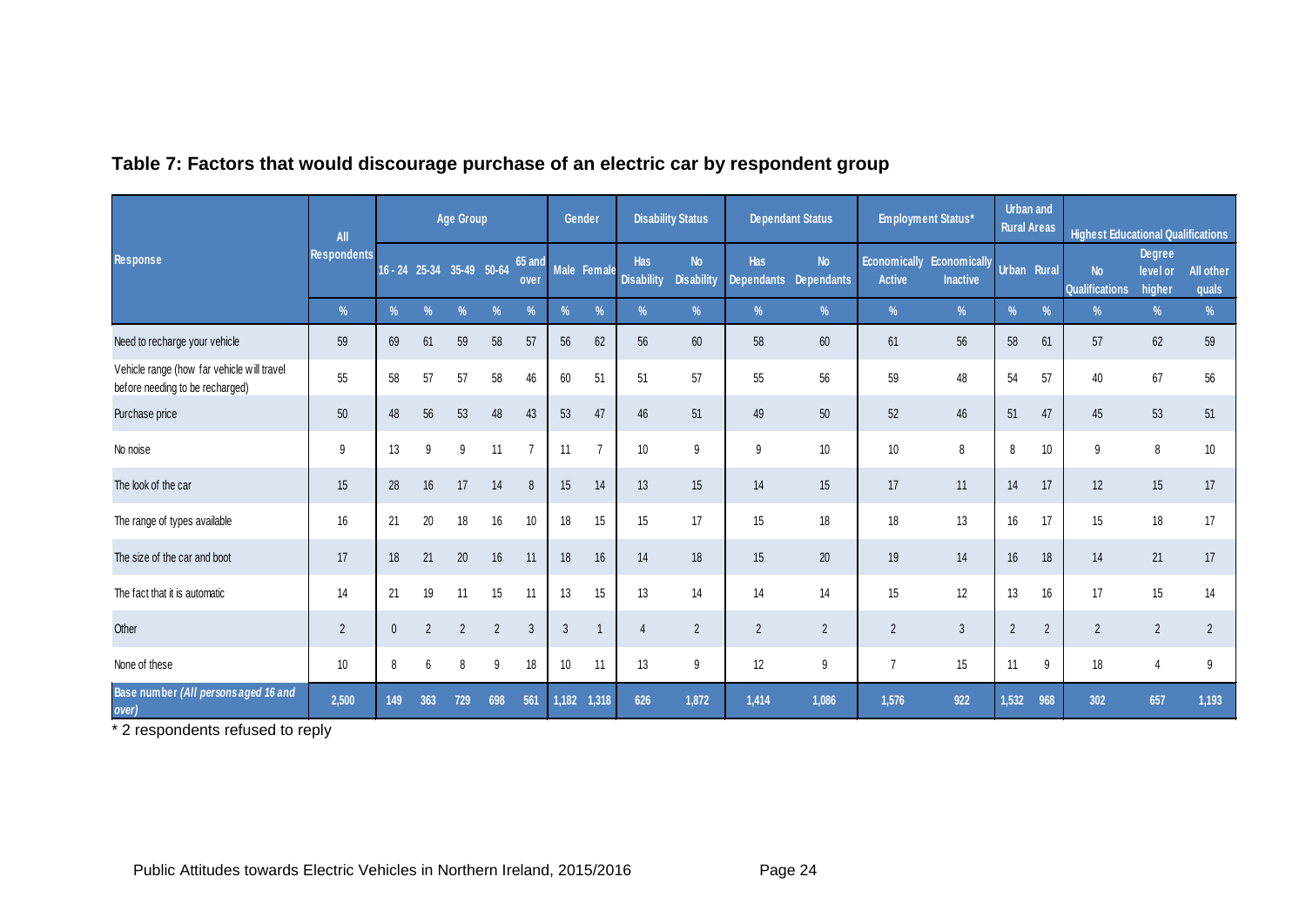## Table 7: Factors that would discourage purchase of an electric car by respondent group

| Response | All Respondents | Age Group | | | | | Gender | | Disability Status | | Dependant Status | | Employment Status* | | Urban and Rural Areas | | Highest Educational Qualifications | | |
|---|---|---|---|---|---|---|---|---|---|---|---|---|---|---|---|---|---|---|---|
| | | 16 - 24 | 25-34 | 35-49 | 50-64 | 65 and over | Male | Female | Has Disability | No Disability | Has Dependants | No Dependants | Economically Active | Economically Inactive | Urban | Rural | No Qualifications | Degree level or higher | All other quals |
| | % | % | % | % | % | % | % | % | % | % | % | % | % | % | % | % | % | % | % |
| Need to recharge your vehicle | 59 | 69 | 61 | 59 | 58 | 57 | 56 | 62 | 56 | 60 | 58 | 60 | 61 | 56 | 58 | 61 | 57 | 62 | 59 |
| Vehicle range (how far vehicle will travel before needing to be recharged) | 55 | 58 | 57 | 57 | 58 | 46 | 60 | 51 | 51 | 57 | 55 | 56 | 59 | 48 | 54 | 57 | 40 | 67 | 56 |
| Purchase price | 50 | 48 | 56 | 53 | 48 | 43 | 53 | 47 | 46 | 51 | 49 | 50 | 52 | 46 | 51 | 47 | 45 | 53 | 51 |
| No noise | 9 | 13 | 9 | 9 | 11 | 7 | 11 | 7 | 10 | 9 | 9 | 10 | 10 | 8 | 8 | 10 | 9 | 8 | 10 |
| The look of the car | 15 | 28 | 16 | 17 | 14 | 8 | 15 | 14 | 13 | 15 | 14 | 15 | 17 | 11 | 14 | 17 | 12 | 15 | 17 |
| The range of types available | 16 | 21 | 20 | 18 | 16 | 10 | 18 | 15 | 15 | 17 | 15 | 18 | 18 | 13 | 16 | 17 | 15 | 18 | 17 |
| The size of the car and boot | 17 | 18 | 21 | 20 | 16 | 11 | 18 | 16 | 14 | 18 | 15 | 20 | 19 | 14 | 16 | 18 | 14 | 21 | 17 |
| The fact that it is automatic | 14 | 21 | 19 | 11 | 15 | 11 | 13 | 15 | 13 | 14 | 14 | 14 | 15 | 12 | 13 | 16 | 17 | 15 | 14 |
| Other | 2 | 0 | 2 | 2 | 2 | 3 | 3 | 1 | 4 | 2 | 2 | 2 | 2 | 3 | 2 | 2 | 2 | 2 | 2 |
| None of these | 10 | 8 | 6 | 8 | 9 | 18 | 10 | 11 | 13 | 9 | 12 | 9 | 7 | 15 | 11 | 9 | 18 | 4 | 9 |
| Base number *(All persons aged 16 and over)* | 2,500 | 149 | 363 | 729 | 698 | 561 | 1,182 | 1,318 | 626 | 1,872 | 1,414 | 1,086 | 1,576 | 922 | 1,532 | 968 | 302 | 657 | 1,193 |

* 2 respondents refused to reply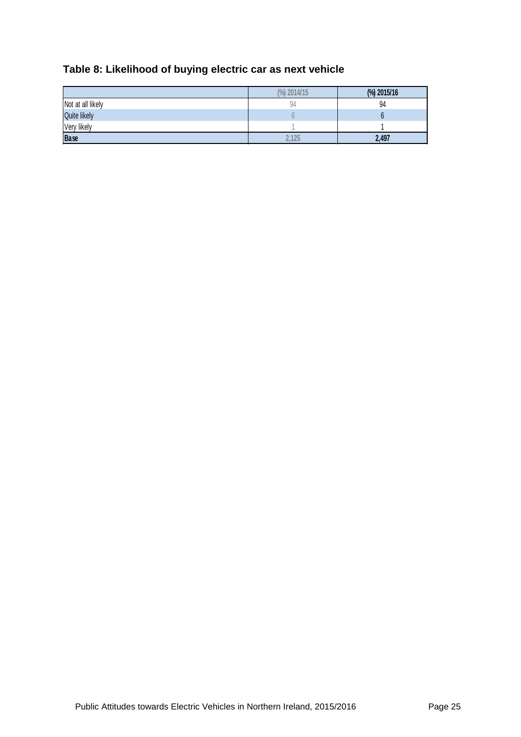**Table 8: Likelihood of buying electric car as next vehicle**

| | (%) 2014/15 | (%) 2015/16 |
|---|---|---|
| Not at all likely | 94 | 94 |
| Quite likely | 6 | 6 |
| Very likely | 1 | 1 |
| **Base** | **2,125** | **2,497** |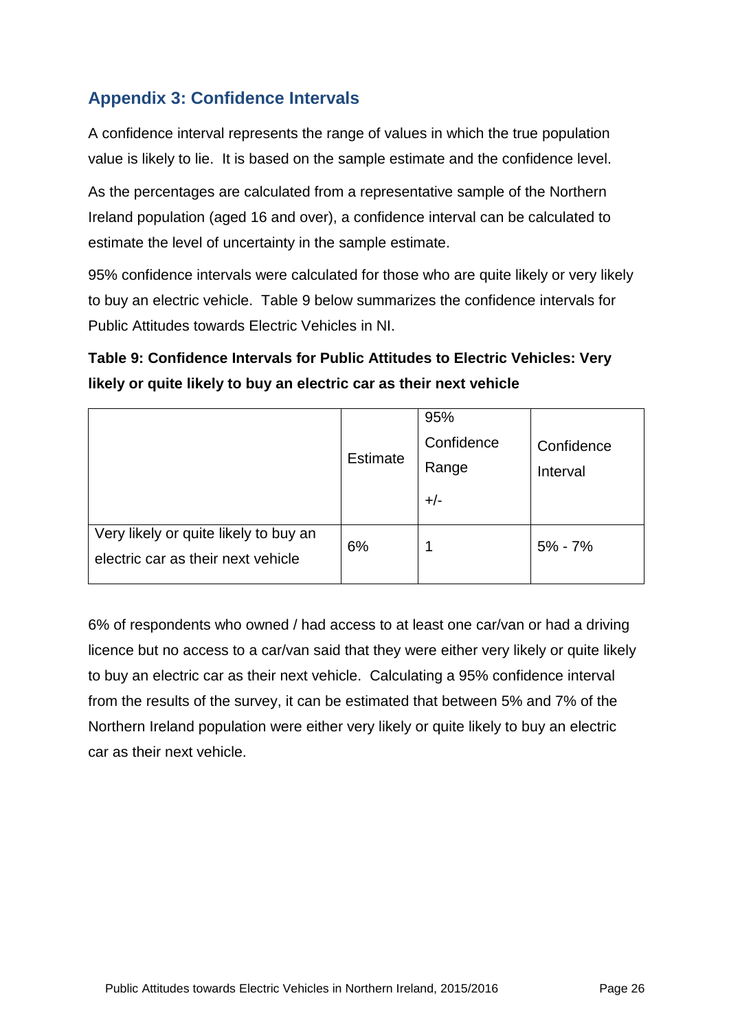## Appendix 3: Confidence Intervals

A confidence interval represents the range of values in which the true population value is likely to lie. It is based on the sample estimate and the confidence level.

As the percentages are calculated from a representative sample of the Northern Ireland population (aged 16 and over), a confidence interval can be calculated to estimate the level of uncertainty in the sample estimate.

95% confidence intervals were calculated for those who are quite likely or very likely to buy an electric vehicle. Table 9 below summarizes the confidence intervals for Public Attitudes towards Electric Vehicles in NI.

**Table 9: Confidence Intervals for Public Attitudes to Electric Vehicles: Very likely or quite likely to buy an electric car as their next vehicle**

| | Estimate | 95% Confidence Range +/- | Confidence Interval |
|---|---|---|---|
| Very likely or quite likely to buy an electric car as their next vehicle | 6% | 1 | 5% - 7% |

6% of respondents who owned / had access to at least one car/van or had a driving licence but no access to a car/van said that they were either very likely or quite likely to buy an electric car as their next vehicle. Calculating a 95% confidence interval from the results of the survey, it can be estimated that between 5% and 7% of the Northern Ireland population were either very likely or quite likely to buy an electric car as their next vehicle.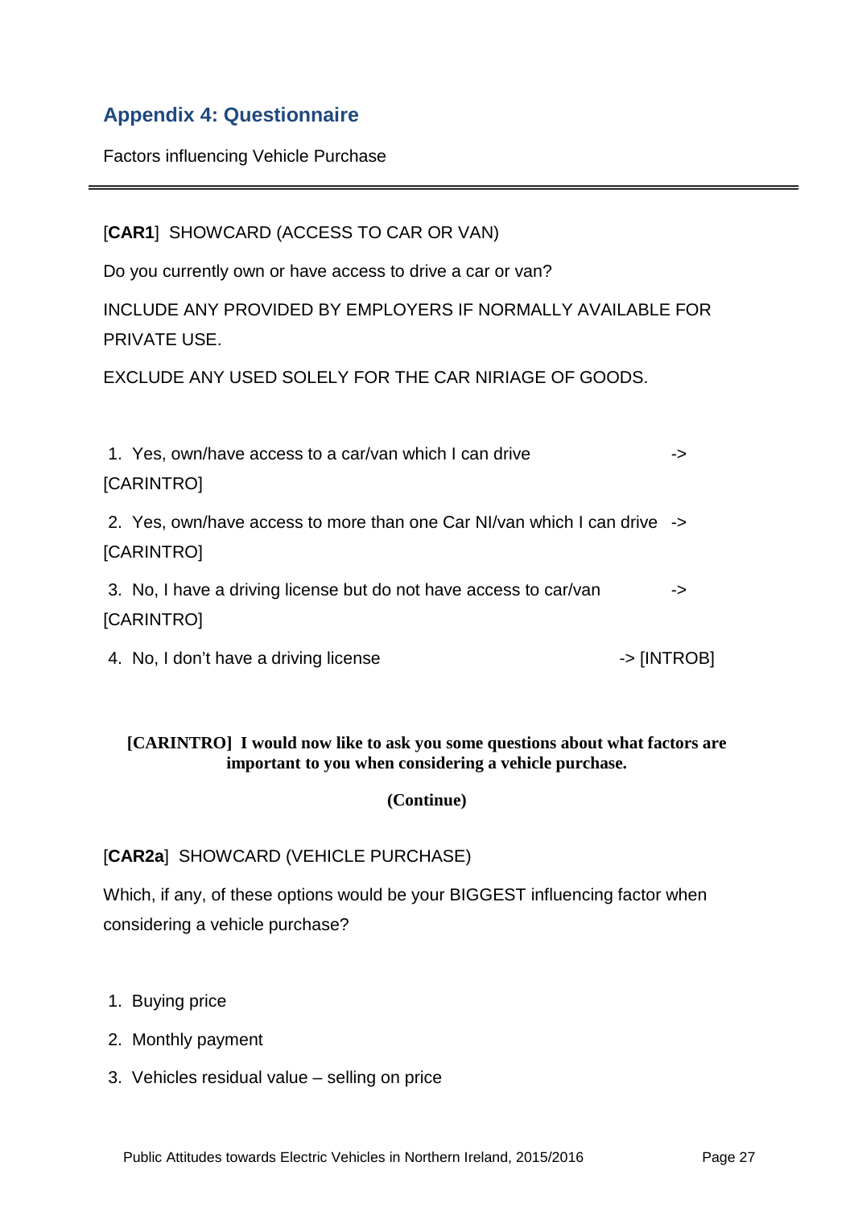## Appendix 4: Questionnaire

Factors influencing Vehicle Purchase

---

[**CAR1**] SHOWCARD (ACCESS TO CAR OR VAN)

Do you currently own or have access to drive a car or van?

INCLUDE ANY PROVIDED BY EMPLOYERS IF NORMALLY AVAILABLE FOR PRIVATE USE.

EXCLUDE ANY USED SOLELY FOR THE CAR NIRIAGE OF GOODS.

1. Yes, own/have access to a car/van which I can drive -> [CARINTRO]
2. Yes, own/have access to more than one Car NI/van which I can drive -> [CARINTRO]
3. No, I have a driving license but do not have access to car/van -> [CARINTRO]
4. No, I don't have a driving license -> [INTROB]

**[CARINTRO] I would now like to ask you some questions about what factors are important to you when considering a vehicle purchase.**

**(Continue)**

[**CAR2a**] SHOWCARD (VEHICLE PURCHASE)

Which, if any, of these options would be your BIGGEST influencing factor when considering a vehicle purchase?

1. Buying price
2. Monthly payment
3. Vehicles residual value – selling on price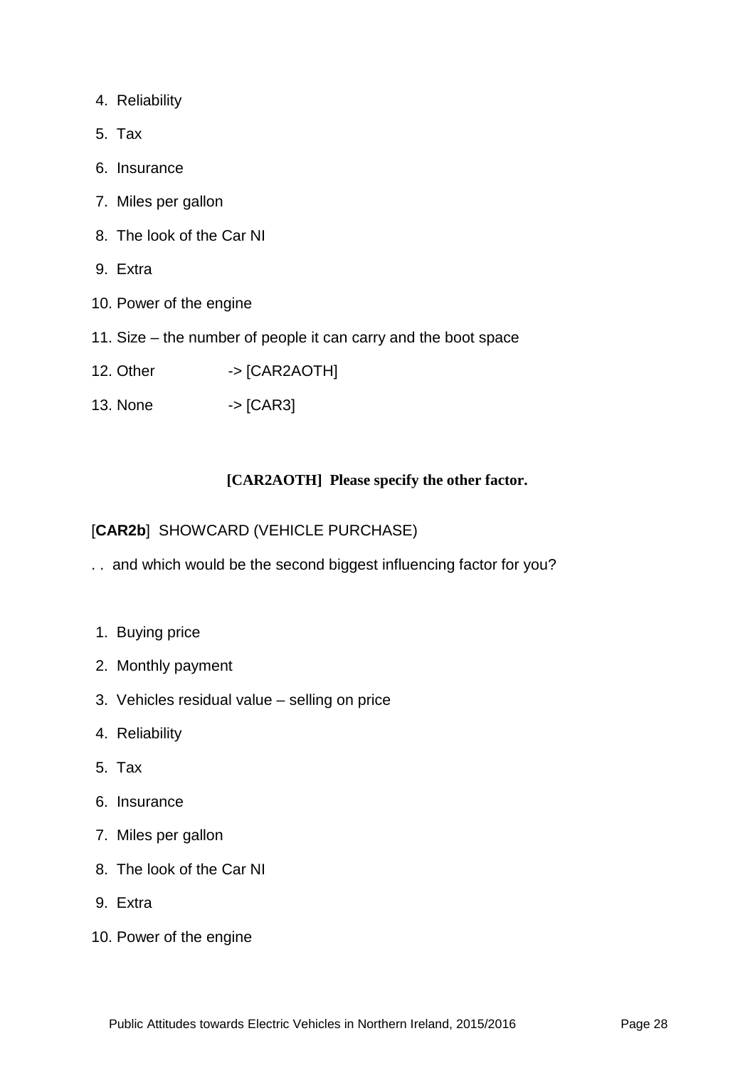4. Reliability
5. Tax
6. Insurance
7. Miles per gallon
8. The look of the Car NI
9. Extra
10. Power of the engine
11. Size – the number of people it can carry and the boot space
12. Other -> [CAR2AOTH]
13. None -> [CAR3]

**[CAR2AOTH] Please specify the other factor.**

[**CAR2b**] SHOWCARD (VEHICLE PURCHASE)

. . and which would be the second biggest influencing factor for you?

1. Buying price
2. Monthly payment
3. Vehicles residual value – selling on price
4. Reliability
5. Tax
6. Insurance
7. Miles per gallon
8. The look of the Car NI
9. Extra
10. Power of the engine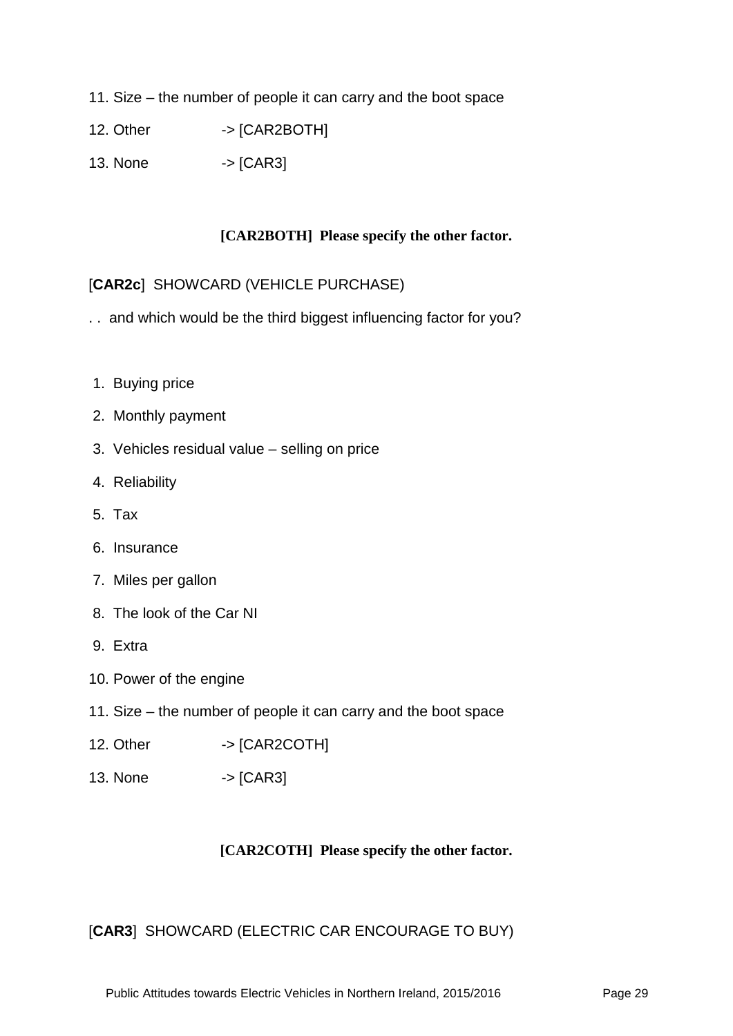11. Size – the number of people it can carry and the boot space
12. Other -> [CAR2BOTH]
13. None -> [CAR3]

**[CAR2BOTH] Please specify the other factor.**

[**CAR2c**] SHOWCARD (VEHICLE PURCHASE)

. . and which would be the third biggest influencing factor for you?

1. Buying price
2. Monthly payment
3. Vehicles residual value – selling on price
4. Reliability
5. Tax
6. Insurance
7. Miles per gallon
8. The look of the Car NI
9. Extra
10. Power of the engine
11. Size – the number of people it can carry and the boot space
12. Other -> [CAR2COTH]
13. None -> [CAR3]

**[CAR2COTH] Please specify the other factor.**

[**CAR3**] SHOWCARD (ELECTRIC CAR ENCOURAGE TO BUY)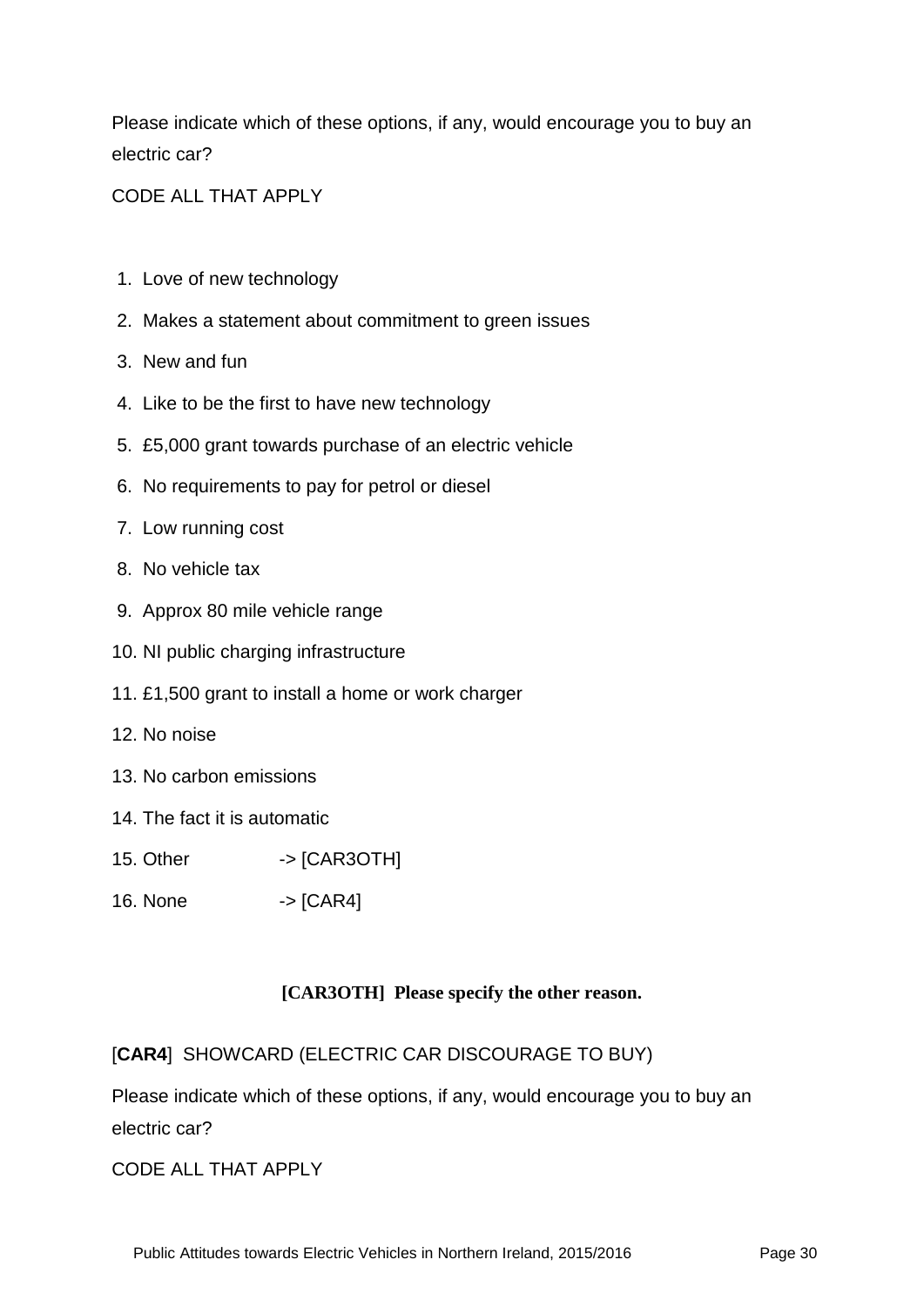Please indicate which of these options, if any, would encourage you to buy an electric car?

CODE ALL THAT APPLY

1. Love of new technology
2. Makes a statement about commitment to green issues
3. New and fun
4. Like to be the first to have new technology
5. £5,000 grant towards purchase of an electric vehicle
6. No requirements to pay for petrol or diesel
7. Low running cost
8. No vehicle tax
9. Approx 80 mile vehicle range
10. NI public charging infrastructure
11. £1,500 grant to install a home or work charger
12. No noise
13. No carbon emissions
14. The fact it is automatic
15. Other -> [CAR3OTH]
16. None -> [CAR4]

**[CAR3OTH] Please specify the other reason.**

[**CAR4**] SHOWCARD (ELECTRIC CAR DISCOURAGE TO BUY)

Please indicate which of these options, if any, would encourage you to buy an electric car?

CODE ALL THAT APPLY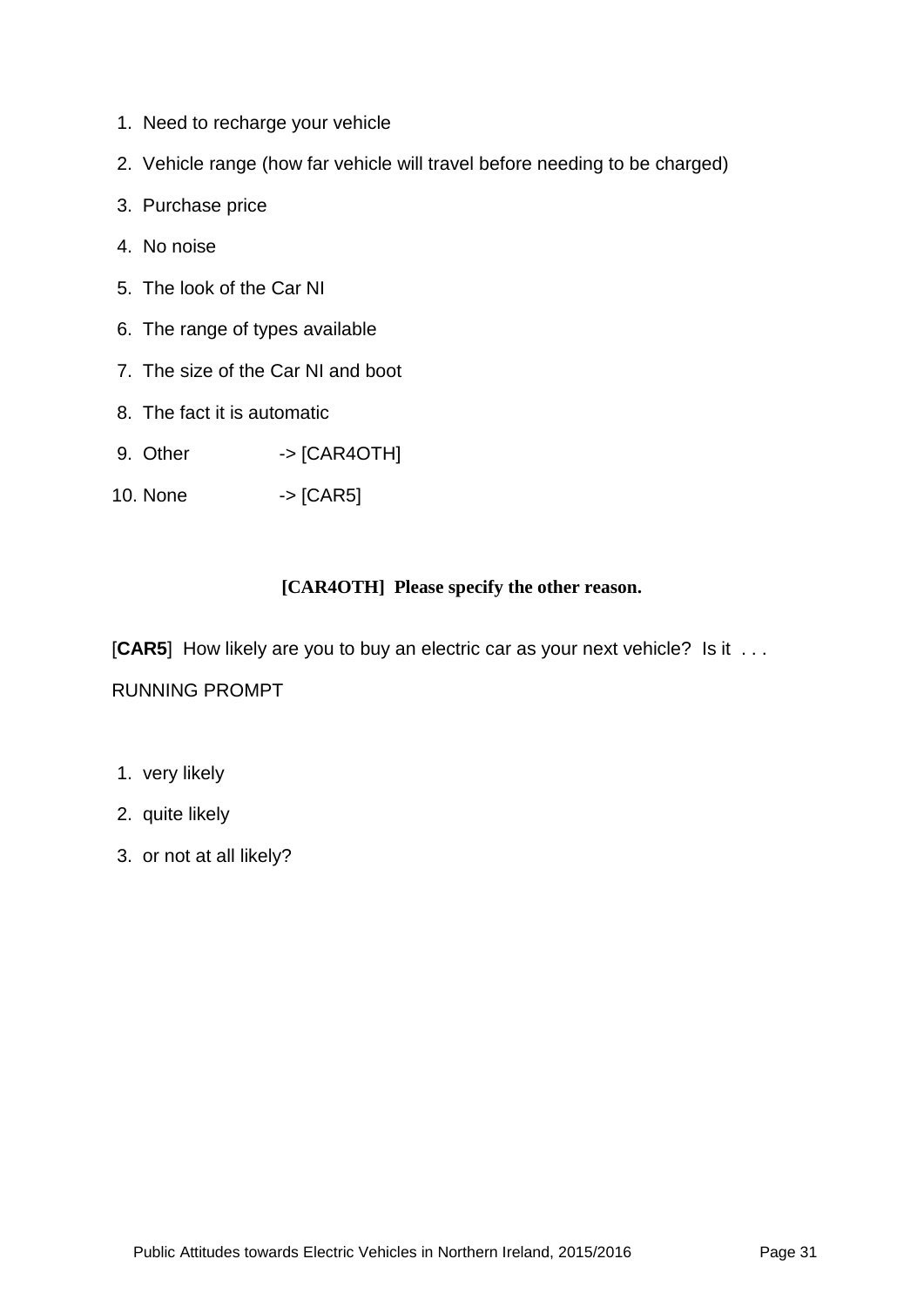1. Need to recharge your vehicle
2. Vehicle range (how far vehicle will travel before needing to be charged)
3. Purchase price
4. No noise
5. The look of the Car NI
6. The range of types available
7. The size of the Car NI and boot
8. The fact it is automatic
9. Other -> [CAR4OTH]
10. None -> [CAR5]

**[CAR4OTH] Please specify the other reason.**

[**CAR5**] How likely are you to buy an electric car as your next vehicle? Is it . . .

RUNNING PROMPT

1. very likely
2. quite likely
3. or not at all likely?